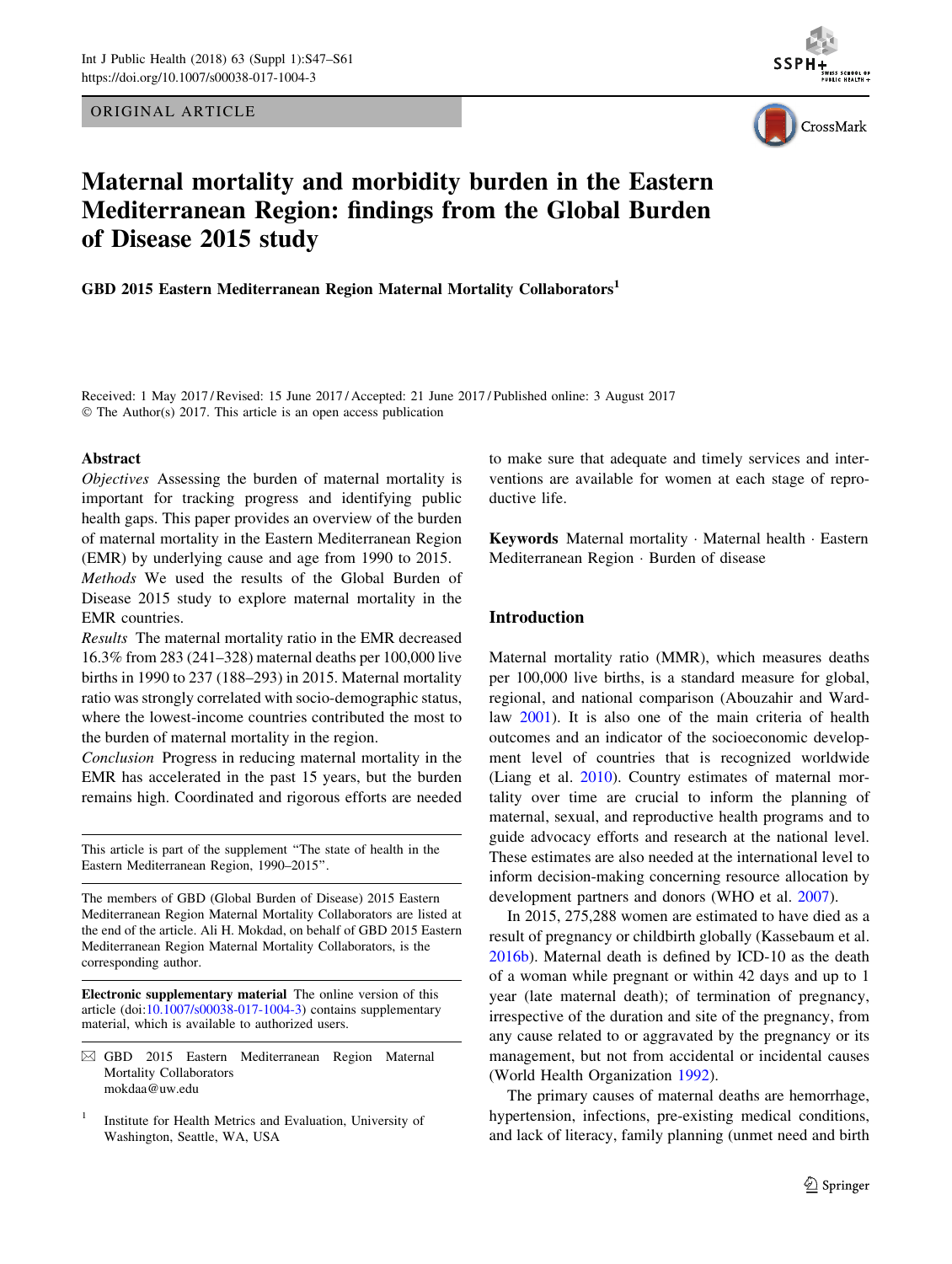ORIGINAL ARTICLE

# Maternal mortality and morbidity burden in the Eastern Mediterranean Region: findings from the Global Burden of Disease 2015 study

**GBD 2015 Eastern Mediterranean Region Maternal Mortality Collaborators**[1]

Received: 1 May 2017 / Revised: 15 June 2017 / Accepted: 21 June 2017 / Published online: 3 August 2017
© The Author(s) 2017. This article is an open access publication

## Abstract

*Objectives* Assessing the burden of maternal mortality is important for tracking progress and identifying public health gaps. This paper provides an overview of the burden of maternal mortality in the Eastern Mediterranean Region (EMR) by underlying cause and age from 1990 to 2015.

*Methods* We used the results of the Global Burden of Disease 2015 study to explore maternal mortality in the EMR countries.

*Results* The maternal mortality ratio in the EMR decreased 16.3% from 283 (241–328) maternal deaths per 100,000 live births in 1990 to 237 (188–293) in 2015. Maternal mortality ratio was strongly correlated with socio-demographic status, where the lowest-income countries contributed the most to the burden of maternal mortality in the region.

*Conclusion* Progress in reducing maternal mortality in the EMR has accelerated in the past 15 years, but the burden remains high. Coordinated and rigorous efforts are needed to make sure that adequate and timely services and interventions are available for women at each stage of reproductive life.

**Keywords** Maternal mortality · Maternal health · Eastern Mediterranean Region · Burden of disease

This article is part of the supplement "The state of health in the Eastern Mediterranean Region, 1990–2015".

The members of GBD (Global Burden of Disease) 2015 Eastern Mediterranean Region Maternal Mortality Collaborators are listed at the end of the article. Ali H. Mokdad, on behalf of GBD 2015 Eastern Mediterranean Region Maternal Mortality Collaborators, is the corresponding author.

**Electronic supplementary material** The online version of this article (doi:10.1007/s00038-017-1004-3) contains supplementary material, which is available to authorized users.

✉ GBD 2015 Eastern Mediterranean Region Maternal Mortality Collaborators
mokdaa@uw.edu

[1] Institute for Health Metrics and Evaluation, University of Washington, Seattle, WA, USA

## Introduction

Maternal mortality ratio (MMR), which measures deaths per 100,000 live births, is a standard measure for global, regional, and national comparison (Abouzahir and Wardlaw 2001). It is also one of the main criteria of health outcomes and an indicator of the socioeconomic development level of countries that is recognized worldwide (Liang et al. 2010). Country estimates of maternal mortality over time are crucial to inform the planning of maternal, sexual, and reproductive health programs and to guide advocacy efforts and research at the national level. These estimates are also needed at the international level to inform decision-making concerning resource allocation by development partners and donors (WHO et al. 2007).

In 2015, 275,288 women are estimated to have died as a result of pregnancy or childbirth globally (Kassebaum et al. 2016b). Maternal death is defined by ICD-10 as the death of a woman while pregnant or within 42 days and up to 1 year (late maternal death); of termination of pregnancy, irrespective of the duration and site of the pregnancy, from any cause related to or aggravated by the pregnancy or its management, but not from accidental or incidental causes (World Health Organization 1992).

The primary causes of maternal deaths are hemorrhage, hypertension, infections, pre-existing medical conditions, and lack of literacy, family planning (unmet need and birth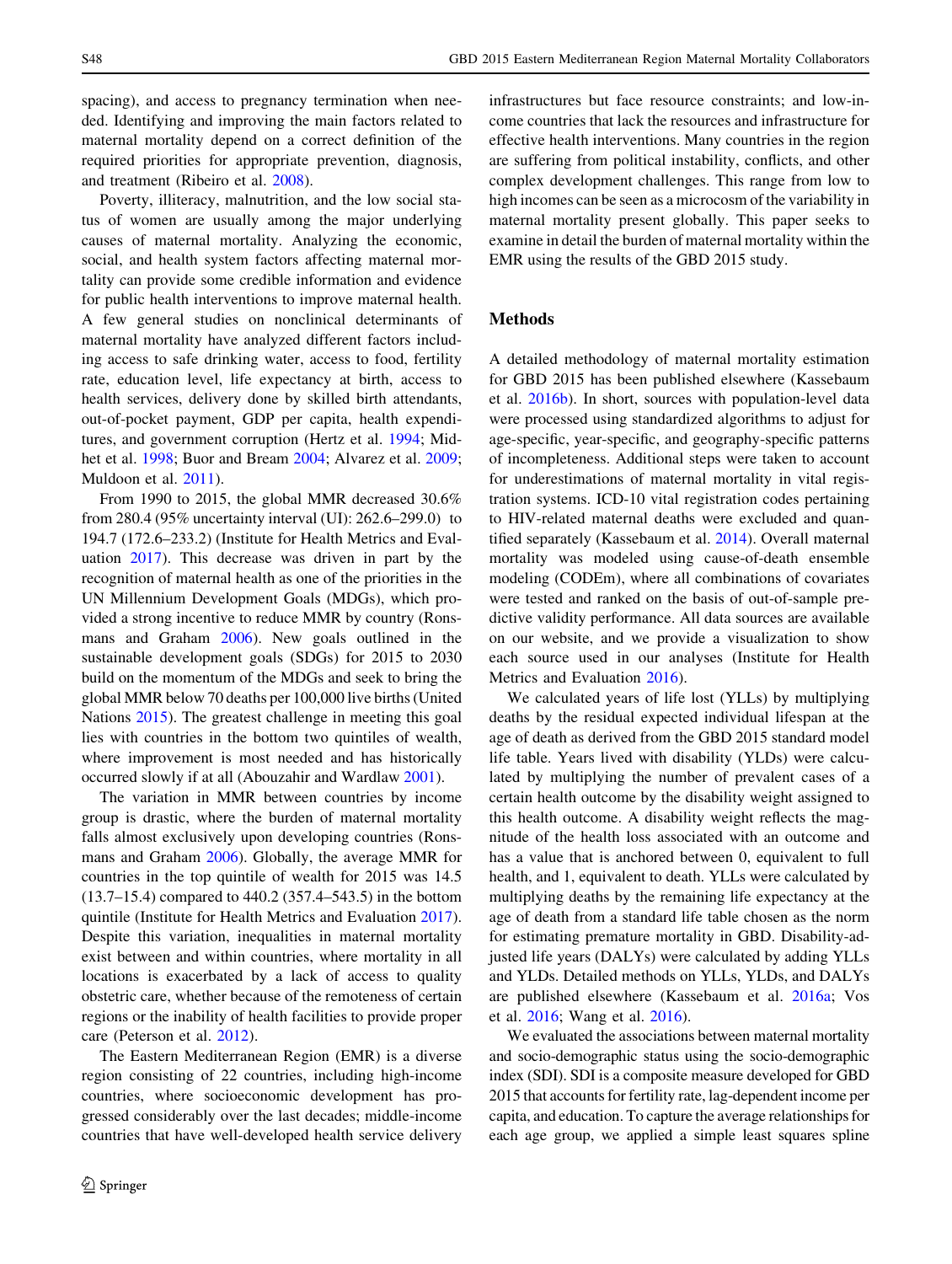spacing), and access to pregnancy termination when needed. Identifying and improving the main factors related to maternal mortality depend on a correct definition of the required priorities for appropriate prevention, diagnosis, and treatment (Ribeiro et al. 2008).

Poverty, illiteracy, malnutrition, and the low social status of women are usually among the major underlying causes of maternal mortality. Analyzing the economic, social, and health system factors affecting maternal mortality can provide some credible information and evidence for public health interventions to improve maternal health. A few general studies on nonclinical determinants of maternal mortality have analyzed different factors including access to safe drinking water, access to food, fertility rate, education level, life expectancy at birth, access to health services, delivery done by skilled birth attendants, out-of-pocket payment, GDP per capita, health expenditures, and government corruption (Hertz et al. 1994; Midhet et al. 1998; Buor and Bream 2004; Alvarez et al. 2009; Muldoon et al. 2011).

From 1990 to 2015, the global MMR decreased 30.6% from 280.4 (95% uncertainty interval (UI): 262.6–299.0) to 194.7 (172.6–233.2) (Institute for Health Metrics and Evaluation 2017). This decrease was driven in part by the recognition of maternal health as one of the priorities in the UN Millennium Development Goals (MDGs), which provided a strong incentive to reduce MMR by country (Ronsmans and Graham 2006). New goals outlined in the sustainable development goals (SDGs) for 2015 to 2030 build on the momentum of the MDGs and seek to bring the global MMR below 70 deaths per 100,000 live births (United Nations 2015). The greatest challenge in meeting this goal lies with countries in the bottom two quintiles of wealth, where improvement is most needed and has historically occurred slowly if at all (Abouzahir and Wardlaw 2001).

The variation in MMR between countries by income group is drastic, where the burden of maternal mortality falls almost exclusively upon developing countries (Ronsmans and Graham 2006). Globally, the average MMR for countries in the top quintile of wealth for 2015 was 14.5 (13.7–15.4) compared to 440.2 (357.4–543.5) in the bottom quintile (Institute for Health Metrics and Evaluation 2017). Despite this variation, inequalities in maternal mortality exist between and within countries, where mortality in all locations is exacerbated by a lack of access to quality obstetric care, whether because of the remoteness of certain regions or the inability of health facilities to provide proper care (Peterson et al. 2012).

The Eastern Mediterranean Region (EMR) is a diverse region consisting of 22 countries, including high-income countries, where socioeconomic development has progressed considerably over the last decades; middle-income countries that have well-developed health service delivery infrastructures but face resource constraints; and low-income countries that lack the resources and infrastructure for effective health interventions. Many countries in the region are suffering from political instability, conflicts, and other complex development challenges. This range from low to high incomes can be seen as a microcosm of the variability in maternal mortality present globally. This paper seeks to examine in detail the burden of maternal mortality within the EMR using the results of the GBD 2015 study.

## Methods

A detailed methodology of maternal mortality estimation for GBD 2015 has been published elsewhere (Kassebaum et al. 2016b). In short, sources with population-level data were processed using standardized algorithms to adjust for age-specific, year-specific, and geography-specific patterns of incompleteness. Additional steps were taken to account for underestimations of maternal mortality in vital registration systems. ICD-10 vital registration codes pertaining to HIV-related maternal deaths were excluded and quantified separately (Kassebaum et al. 2014). Overall maternal mortality was modeled using cause-of-death ensemble modeling (CODEm), where all combinations of covariates were tested and ranked on the basis of out-of-sample predictive validity performance. All data sources are available on our website, and we provide a visualization to show each source used in our analyses (Institute for Health Metrics and Evaluation 2016).

We calculated years of life lost (YLLs) by multiplying deaths by the residual expected individual lifespan at the age of death as derived from the GBD 2015 standard model life table. Years lived with disability (YLDs) were calculated by multiplying the number of prevalent cases of a certain health outcome by the disability weight assigned to this health outcome. A disability weight reflects the magnitude of the health loss associated with an outcome and has a value that is anchored between 0, equivalent to full health, and 1, equivalent to death. YLLs were calculated by multiplying deaths by the remaining life expectancy at the age of death from a standard life table chosen as the norm for estimating premature mortality in GBD. Disability-adjusted life years (DALYs) were calculated by adding YLLs and YLDs. Detailed methods on YLLs, YLDs, and DALYs are published elsewhere (Kassebaum et al. 2016a; Vos et al. 2016; Wang et al. 2016).

We evaluated the associations between maternal mortality and socio-demographic status using the socio-demographic index (SDI). SDI is a composite measure developed for GBD 2015 that accounts for fertility rate, lag-dependent income per capita, and education. To capture the average relationships for each age group, we applied a simple least squares spline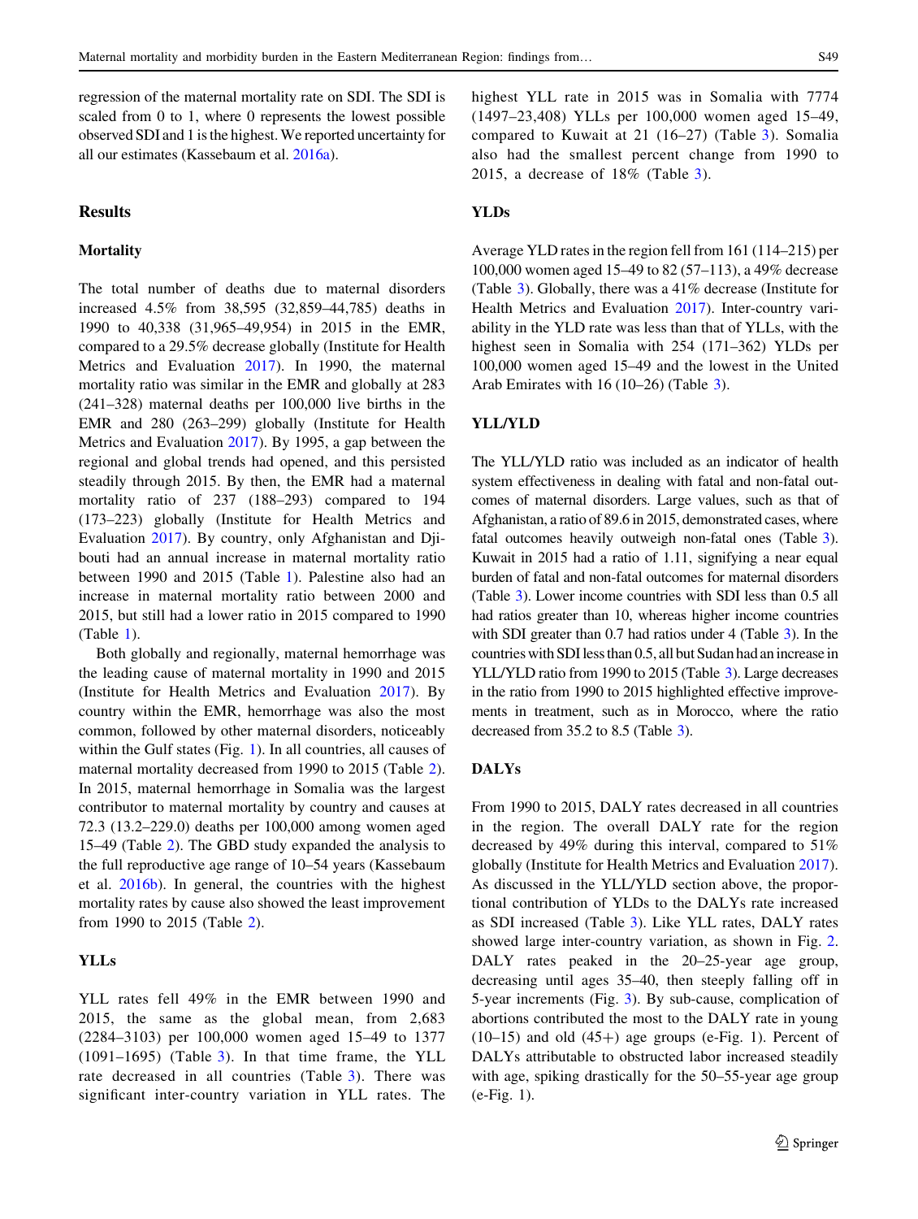regression of the maternal mortality rate on SDI. The SDI is scaled from 0 to 1, where 0 represents the lowest possible observed SDI and 1 is the highest. We reported uncertainty for all our estimates (Kassebaum et al. 2016a).

## Results

### Mortality

The total number of deaths due to maternal disorders increased 4.5% from 38,595 (32,859–44,785) deaths in 1990 to 40,338 (31,965–49,954) in 2015 in the EMR, compared to a 29.5% decrease globally (Institute for Health Metrics and Evaluation 2017). In 1990, the maternal mortality ratio was similar in the EMR and globally at 283 (241–328) maternal deaths per 100,000 live births in the EMR and 280 (263–299) globally (Institute for Health Metrics and Evaluation 2017). By 1995, a gap between the regional and global trends had opened, and this persisted steadily through 2015. By then, the EMR had a maternal mortality ratio of 237 (188–293) compared to 194 (173–223) globally (Institute for Health Metrics and Evaluation 2017). By country, only Afghanistan and Djibouti had an annual increase in maternal mortality ratio between 1990 and 2015 (Table 1). Palestine also had an increase in maternal mortality ratio between 2000 and 2015, but still had a lower ratio in 2015 compared to 1990 (Table 1).

Both globally and regionally, maternal hemorrhage was the leading cause of maternal mortality in 1990 and 2015 (Institute for Health Metrics and Evaluation 2017). By country within the EMR, hemorrhage was also the most common, followed by other maternal disorders, noticeably within the Gulf states (Fig. 1). In all countries, all causes of maternal mortality decreased from 1990 to 2015 (Table 2). In 2015, maternal hemorrhage in Somalia was the largest contributor to maternal mortality by country and causes at 72.3 (13.2–229.0) deaths per 100,000 among women aged 15–49 (Table 2). The GBD study expanded the analysis to the full reproductive age range of 10–54 years (Kassebaum et al. 2016b). In general, the countries with the highest mortality rates by cause also showed the least improvement from 1990 to 2015 (Table 2).

### YLLs

YLL rates fell 49% in the EMR between 1990 and 2015, the same as the global mean, from 2,683 (2284–3103) per 100,000 women aged 15–49 to 1377 (1091–1695) (Table 3). In that time frame, the YLL rate decreased in all countries (Table 3). There was significant inter-country variation in YLL rates. The highest YLL rate in 2015 was in Somalia with 7774 (1497–23,408) YLLs per 100,000 women aged 15–49, compared to Kuwait at 21 (16–27) (Table 3). Somalia also had the smallest percent change from 1990 to 2015, a decrease of 18% (Table 3).

### YLDs

Average YLD rates in the region fell from 161 (114–215) per 100,000 women aged 15–49 to 82 (57–113), a 49% decrease (Table 3). Globally, there was a 41% decrease (Institute for Health Metrics and Evaluation 2017). Inter-country variability in the YLD rate was less than that of YLLs, with the highest seen in Somalia with 254 (171–362) YLDs per 100,000 women aged 15–49 and the lowest in the United Arab Emirates with 16 (10–26) (Table 3).

### YLL/YLD

The YLL/YLD ratio was included as an indicator of health system effectiveness in dealing with fatal and non-fatal outcomes of maternal disorders. Large values, such as that of Afghanistan, a ratio of 89.6 in 2015, demonstrated cases, where fatal outcomes heavily outweigh non-fatal ones (Table 3). Kuwait in 2015 had a ratio of 1.11, signifying a near equal burden of fatal and non-fatal outcomes for maternal disorders (Table 3). Lower income countries with SDI less than 0.5 all had ratios greater than 10, whereas higher income countries with SDI greater than 0.7 had ratios under 4 (Table 3). In the countries with SDI less than 0.5, all but Sudan had an increase in YLL/YLD ratio from 1990 to 2015 (Table 3). Large decreases in the ratio from 1990 to 2015 highlighted effective improvements in treatment, such as in Morocco, where the ratio decreased from 35.2 to 8.5 (Table 3).

### DALYs

From 1990 to 2015, DALY rates decreased in all countries in the region. The overall DALY rate for the region decreased by 49% during this interval, compared to 51% globally (Institute for Health Metrics and Evaluation 2017). As discussed in the YLL/YLD section above, the proportional contribution of YLDs to the DALYs rate increased as SDI increased (Table 3). Like YLL rates, DALY rates showed large inter-country variation, as shown in Fig. 2. DALY rates peaked in the 20–25-year age group, decreasing until ages 35–40, then steeply falling off in 5-year increments (Fig. 3). By sub-cause, complication of abortions contributed the most to the DALY rate in young (10–15) and old (45+) age groups (e-Fig. 1). Percent of DALYs attributable to obstructed labor increased steadily with age, spiking drastically for the 50–55-year age group (e-Fig. 1).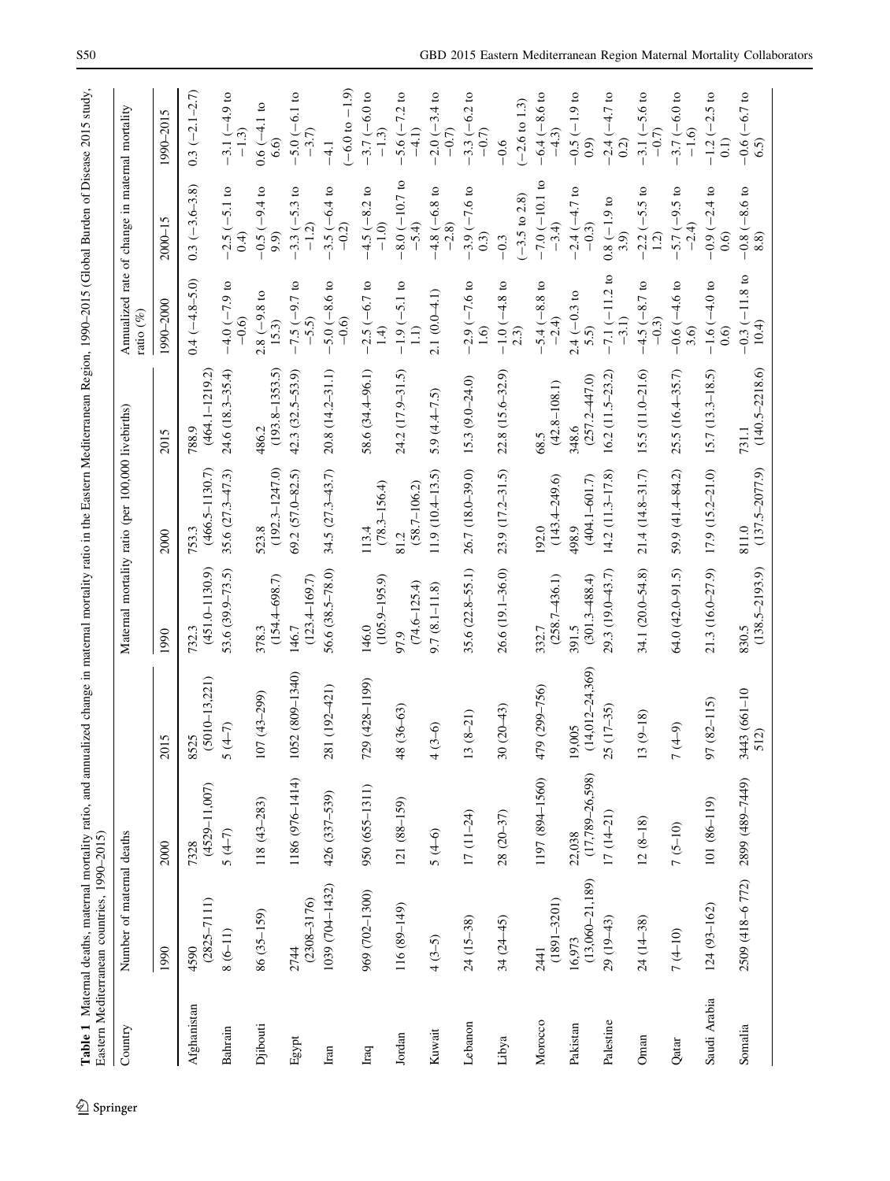**Table 1** Maternal deaths, maternal mortality ratio, and annualized change in maternal mortality ratio in the Eastern Mediterranean Region, 1990–2015 (Global Burden of Disease 2015 study, Eastern Mediterranean countries, 1990–2015)

| Country | Number of maternal deaths | | | Maternal mortality ratio (per 100,000 livebirths) | | | Annualized rate of change in maternal mortality ratio (%) | | |
|---|---|---|---|---|---|---|---|---|---|
| | 1990 | 2000 | 2015 | 1990 | 2000 | 2015 | 1990–2000 | 2000–15 | 1990–2015 |
| Afghanistan | 4590 (2825–7111) | 7328 (4529–11,007) | 8525 (5010–13,221) | 732.3 (451.0–1130.9) | 753.3 (466.5–1130.7) | 788.9 (464.1–1219.2) | 0.4 (−4.8–5.0) | 0.3 (−3.6–3.8) | 0.3 (−2.1–2.7) |
| Bahrain | 8 (6–11) | 5 (4–7) | 5 (4–7) | 53.6 (39.9–73.5) | 35.6 (27.3–47.3) | 24.6 (18.3–35.4) | −4.0 (−7.9 to −0.6) | −2.5 (−5.1 to 0.4) | −3.1 (−4.9 to −1.3) |
| Djibouti | 86 (35–159) | 118 (43–283) | 107 (43–299) | 378.3 (154.4–698.7) | 523.8 (192.3–1247.0) | 486.2 (193.8–1353.5) | 2.8 (−9.8 to 15.3) | −0.5 (−9.4 to 9.9) | 0.6 (−4.1 to 6.6) |
| Egypt | 2744 (2308–3176) | 1186 (976–1414) | 1052 (809–1340) | 146.7 (123.4–169.7) | 69.2 (57.0–82.5) | 42.3 (32.5–53.9) | −7.5 (−9.7 to −5.5) | −3.3 (−5.3 to −1.2) | −5.0 (−6.1 to −3.7) |
| Iran | 1039 (704–1432) | 426 (337–539) | 281 (192–421) | 56.6 (38.5–78.0) | 34.5 (27.3–43.7) | 20.8 (14.2–31.1) | −5.0 (−8.6 to −0.6) | −3.5 (−6.4 to −0.2) | −4.1 (−6.0 to −1.9) |
| Iraq | 969 (702–1300) | 950 (655–1311) | 729 (428–1199) | 146.0 (105.9–195.9) | 113.4 (78.3–156.4) | 58.6 (34.4–96.1) | −2.5 (−6.7 to 1.4) | −4.5 (−8.2 to −1.0) | −3.7 (−6.0 to −1.3) |
| Jordan | 116 (89–149) | 121 (88–159) | 48 (36–63) | 97.9 (74.6–125.4) | 81.2 (58.7–106.2) | 24.2 (17.9–31.5) | −1.9 (−5.1 to 1.1) | −8.0 (−10.7 to −5.4) | −5.6 (−7.2 to −4.1) |
| Kuwait | 4 (3–5) | 5 (4–6) | 4 (3–6) | 9.7 (8.1–11.8) | 11.9 (10.4–13.5) | 5.9 (4.4–7.5) | 2.1 (0.0–4.1) | −4.8 (−6.8 to −2.8) | −2.0 (−3.4 to −0.7) |
| Lebanon | 24 (15–38) | 17 (11–24) | 13 (8–21) | 35.6 (22.8–55.1) | 26.7 (18.0–39.0) | 15.3 (9.0–24.0) | −2.9 (−7.6 to 1.6) | −3.9 (−7.6 to 0.3) | −3.3 (−6.2 to −0.7) |
| Libya | 34 (24–45) | 28 (20–37) | 30 (20–43) | 26.6 (19.1–36.0) | 23.9 (17.2–31.5) | 22.8 (15.6–32.9) | −1.0 (−4.8 to 2.3) | −0.3 (−3.5 to 2.8) | −0.6 (−2.6 to 1.3) |
| Morocco | 2441 (1891–3201) | 1197 (894–1560) | 479 (299–756) | 332.7 (258.7–436.1) | 192.0 (143.4–249.6) | 68.5 (42.8–108.1) | −5.4 (−8.8 to −2.4) | −7.0 (−10.1 to −3.4) | −6.4 (−8.6 to −4.3) |
| Pakistan | 16,973 (13,060–21,189) | 22,038 (17,789–26,598) | 19,005 (14,012–24,369) | 391.5 (301.3–488.4) | 498.9 (404.1–601.7) | 348.6 (257.2–447.0) | 2.4 (−0.3 to 5.5) | −2.4 (−4.7 to −0.3) | −0.5 (−1.9 to 0.9) |
| Palestine | 29 (19–43) | 17 (14–21) | 25 (17–35) | 29.3 (19.0–43.7) | 14.2 (11.3–17.8) | 16.2 (11.5–23.2) | −7.1 (−11.2 to −3.1) | 0.8 (−1.9 to 3.9) | −2.4 (−4.7 to 0.2) |
| Oman | 24 (14–38) | 12 (8–18) | 13 (9–18) | 34.1 (20.0–54.8) | 21.4 (14.8–31.7) | 15.5 (11.0–21.6) | −4.5 (−8.7 to −0.3) | −2.2 (−5.5 to 1.2) | −3.1 (−5.6 to −0.7) |
| Qatar | 7 (4–10) | 7 (5–10) | 7 (4–9) | 64.0 (42.0–91.5) | 59.9 (41.4–84.2) | 25.5 (16.4–35.7) | −0.6 (−4.6 to 3.6) | −5.7 (−9.5 to −2.4) | −3.7 (−6.0 to −1.6) |
| Saudi Arabia | 124 (93–162) | 101 (86–119) | 97 (82–115) | 21.3 (16.0–27.9) | 17.9 (15.2–21.0) | 15.7 (13.3–18.5) | −1.6 (−4.0 to 0.6) | −0.9 (−2.4 to 0.6) | −1.2 (−2.5 to 0.1) |
| Somalia | 2509 (418–6 772) | 2899 (489–7449) | 3443 (661–10 512) | 830.5 (138.5–2193.9) | 811.0 (137.5–2077.9) | 731.1 (140.5–2218.6) | −0.3 (−11.8 to 10.4) | −0.8 (−8.6 to 8.8) | −0.6 (−6.7 to 6.5) |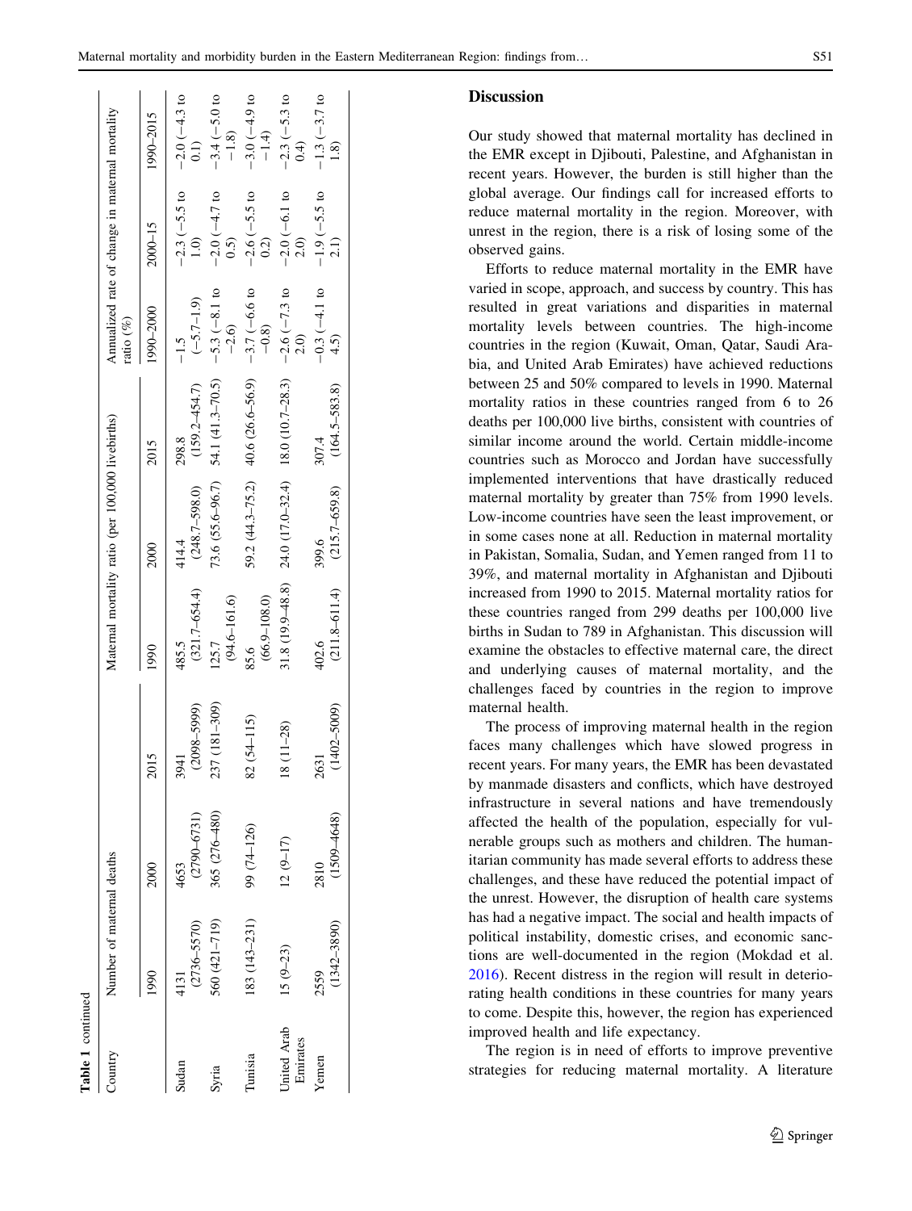**Table 1** continued

| Country | Number of maternal deaths | | | Maternal mortality ratio (per 100,000 livebirths) | | | Annualized rate of change in maternal mortality ratio (%) | | |
|---|---|---|---|---|---|---|---|---|---|
| | 1990 | 2000 | 2015 | 1990 | 2000 | 2015 | 1990–2000 | 2000–15 | 1990–2015 |
| Sudan | 4131 (2736–5570) | 4653 (2790–6731) | 3941 (2098–5999) | 485.5 (321.7–654.4) | 414.4 (248.7–598.0) | 298.8 (159.2–454.7) | −1.5 (−5.7–1.9) | −2.3 (−5.5 to 1.0) | −2.0 (−4.3 to 0.1) |
| Syria | 560 (421–719) | 365 (276–480) | 237 (181–309) | 125.7 (94.6–161.6) | 73.6 (55.6–96.7) | 54.1 (41.3–70.5) | −5.3 (−8.1 to −2.6) | −2.0 (−4.7 to 0.5) | −3.4 (−5.0 to −1.8) |
| Tunisia | 183 (143–231) | 99 (74–126) | 82 (54–115) | 85.6 (66.9–108.0) | 59.2 (44.3–75.2) | 40.6 (26.6–56.9) | −3.7 (−6.6 to −0.8) | −2.6 (−5.5 to 0.2) | −3.0 (−4.9 to −1.4) |
| United Arab Emirates | 15 (9–23) | 12 (9–17) | 18 (11–28) | 31.8 (19.9–48.8) | 24.0 (17.0–32.4) | 18.0 (10.7–28.3) | −2.6 (−7.3 to 2.0) | −2.0 (−6.1 to 2.0) | −2.3 (−5.3 to 0.4) |
| Yemen | 2559 (1342–3890) | 2810 (1509–4648) | 2631 (1402–5009) | 402.6 (211.8–611.4) | 399.6 (215.7–659.8) | 307.4 (164.5–583.8) | −0.3 (−4.1 to 4.5) | −1.9 (−5.5 to 2.1) | −1.3 (−3.7 to 1.8) |

## Discussion

Our study showed that maternal mortality has declined in the EMR except in Djibouti, Palestine, and Afghanistan in recent years. However, the burden is still higher than the global average. Our findings call for increased efforts to reduce maternal mortality in the region. Moreover, with unrest in the region, there is a risk of losing some of the observed gains.

Efforts to reduce maternal mortality in the EMR have varied in scope, approach, and success by country. This has resulted in great variations and disparities in maternal mortality levels between countries. The high-income countries in the region (Kuwait, Oman, Qatar, Saudi Arabia, and United Arab Emirates) have achieved reductions between 25 and 50% compared to levels in 1990. Maternal mortality ratios in these countries ranged from 6 to 26 deaths per 100,000 live births, consistent with countries of similar income around the world. Certain middle-income countries such as Morocco and Jordan have successfully implemented interventions that have drastically reduced maternal mortality by greater than 75% from 1990 levels. Low-income countries have seen the least improvement, or in some cases none at all. Reduction in maternal mortality in Pakistan, Somalia, Sudan, and Yemen ranged from 11 to 39%, and maternal mortality in Afghanistan and Djibouti increased from 1990 to 2015. Maternal mortality ratios for these countries ranged from 299 deaths per 100,000 live births in Sudan to 789 in Afghanistan. This discussion will examine the obstacles to effective maternal care, the direct and underlying causes of maternal mortality, and the challenges faced by countries in the region to improve maternal health.

The process of improving maternal health in the region faces many challenges which have slowed progress in recent years. For many years, the EMR has been devastated by manmade disasters and conflicts, which have destroyed infrastructure in several nations and have tremendously affected the health of the population, especially for vulnerable groups such as mothers and children. The humanitarian community has made several efforts to address these challenges, and these have reduced the potential impact of the unrest. However, the disruption of health care systems has had a negative impact. The social and health impacts of political instability, domestic crises, and economic sanctions are well-documented in the region (Mokdad et al. 2016). Recent distress in the region will result in deteriorating health conditions in these countries for many years to come. Despite this, however, the region has experienced improved health and life expectancy.

The region is in need of efforts to improve preventive strategies for reducing maternal mortality. A literature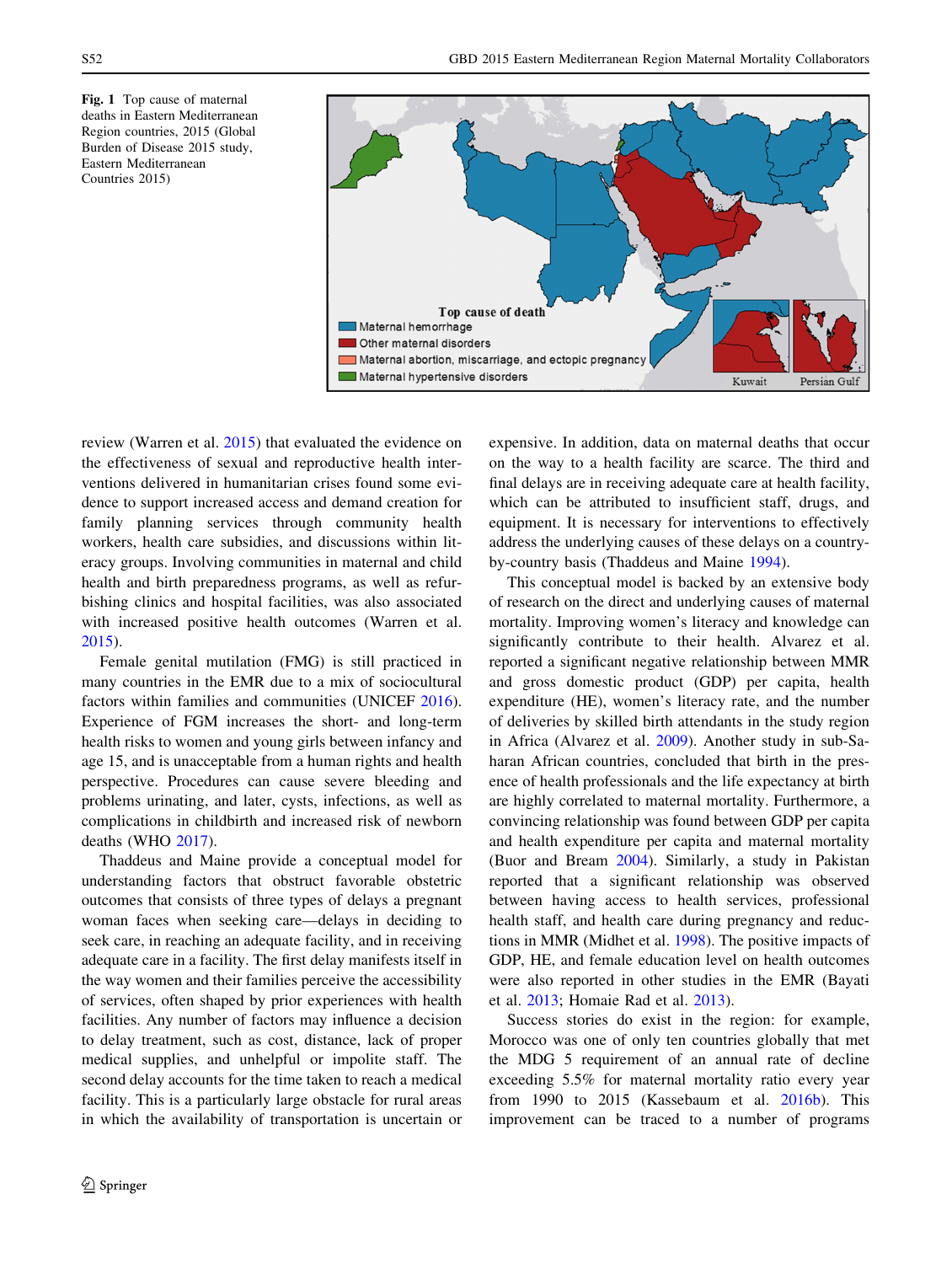Fig. 1 Top cause of maternal deaths in Eastern Mediterranean Region countries, 2015 (Global Burden of Disease 2015 study, Eastern Mediterranean Countries 2015)

Top cause of death
Maternal hemorrhage
Other maternal disorders
Maternal abortion, miscarriage, and ectopic pregnancy
Maternal hypertensive disorders
Kuwait
Persian Gulf

review (Warren et al. 2015) that evaluated the evidence on the effectiveness of sexual and reproductive health interventions delivered in humanitarian crises found some evidence to support increased access and demand creation for family planning services through community health workers, health care subsidies, and discussions within literacy groups. Involving communities in maternal and child health and birth preparedness programs, as well as refurbishing clinics and hospital facilities, was also associated with increased positive health outcomes (Warren et al. 2015).

Female genital mutilation (FMG) is still practiced in many countries in the EMR due to a mix of sociocultural factors within families and communities (UNICEF 2016). Experience of FGM increases the short- and long-term health risks to women and young girls between infancy and age 15, and is unacceptable from a human rights and health perspective. Procedures can cause severe bleeding and problems urinating, and later, cysts, infections, as well as complications in childbirth and increased risk of newborn deaths (WHO 2017).

Thaddeus and Maine provide a conceptual model for understanding factors that obstruct favorable obstetric outcomes that consists of three types of delays a pregnant woman faces when seeking care—delays in deciding to seek care, in reaching an adequate facility, and in receiving adequate care in a facility. The first delay manifests itself in the way women and their families perceive the accessibility of services, often shaped by prior experiences with health facilities. Any number of factors may influence a decision to delay treatment, such as cost, distance, lack of proper medical supplies, and unhelpful or impolite staff. The second delay accounts for the time taken to reach a medical facility. This is a particularly large obstacle for rural areas in which the availability of transportation is uncertain or expensive. In addition, data on maternal deaths that occur on the way to a health facility are scarce. The third and final delays are in receiving adequate care at health facility, which can be attributed to insufficient staff, drugs, and equipment. It is necessary for interventions to effectively address the underlying causes of these delays on a country-by-country basis (Thaddeus and Maine 1994).

This conceptual model is backed by an extensive body of research on the direct and underlying causes of maternal mortality. Improving women's literacy and knowledge can significantly contribute to their health. Alvarez et al. reported a significant negative relationship between MMR and gross domestic product (GDP) per capita, health expenditure (HE), women's literacy rate, and the number of deliveries by skilled birth attendants in the study region in Africa (Alvarez et al. 2009). Another study in sub-Saharan African countries, concluded that birth in the presence of health professionals and the life expectancy at birth are highly correlated to maternal mortality. Furthermore, a convincing relationship was found between GDP per capita and health expenditure per capita and maternal mortality (Buor and Bream 2004). Similarly, a study in Pakistan reported that a significant relationship was observed between having access to health services, professional health staff, and health care during pregnancy and reductions in MMR (Midhet et al. 1998). The positive impacts of GDP, HE, and female education level on health outcomes were also reported in other studies in the EMR (Bayati et al. 2013; Homaie Rad et al. 2013).

Success stories do exist in the region: for example, Morocco was one of only ten countries globally that met the MDG 5 requirement of an annual rate of decline exceeding 5.5% for maternal mortality ratio every year from 1990 to 2015 (Kassebaum et al. 2016b). This improvement can be traced to a number of programs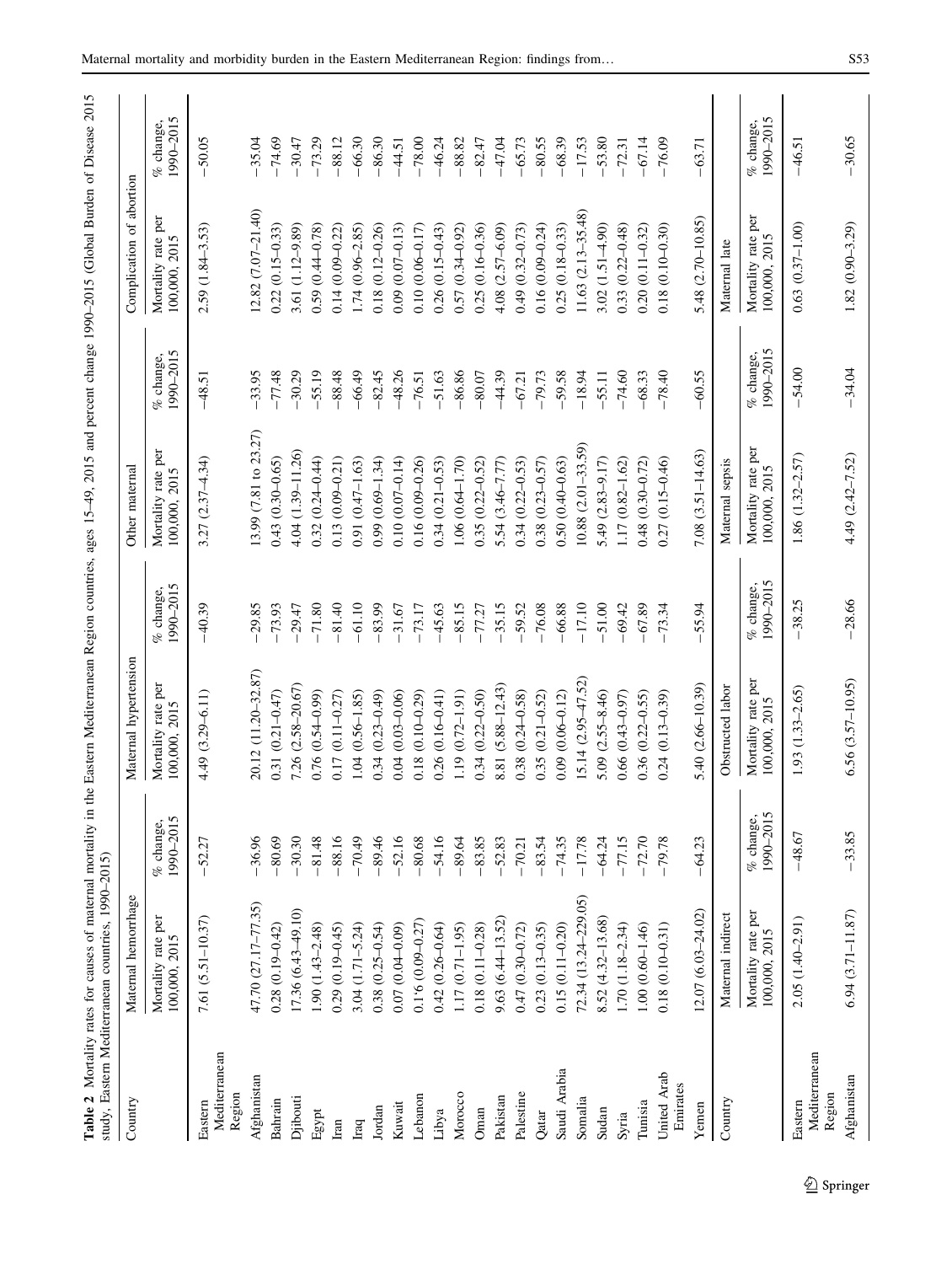**Table 2** Mortality rates for causes of maternal mortality in the Eastern Mediterranean Region countries, ages 15–49, 2015 and percent change 1990–2015 (Global Burden of Disease 2015 study, Eastern Mediterranean countries, 1990–2015)

| Country | Maternal hemorrhage | | Maternal hypertension | | Other maternal | | Complication of abortion | |
|---|---|---|---|---|---|---|---|---|
| | Mortality rate per 100,000, 2015 | % change, 1990–2015 | Mortality rate per 100,000, 2015 | % change, 1990–2015 | Mortality rate per 100,000, 2015 | % change, 1990–2015 | Mortality rate per 100,000, 2015 | % change, 1990–2015 |
| Eastern Mediterranean Region | 7.61 (5.51–10.37) | −52.27 | 4.49 (3.29–6.11) | −40.39 | 3.27 (2.37–4.34) | −48.51 | 2.59 (1.84–3.53) | −50.05 |
| Afghanistan | 47.70 (27.17–77.35) | −36.96 | 20.12 (11.20–32.87) | −29.85 | 13.99 (7.81 to 23.27) | −33.95 | 12.82 (7.07–21.40) | −35.04 |
| Bahrain | 0.28 (0.19–0.42) | −80.69 | 0.31 (0.21–0.47) | −73.93 | 0.43 (0.30–0.65) | −77.48 | 0.22 (0.15–0.33) | −74.69 |
| Djibouti | 17.36 (6.43–49.10) | −30.30 | 7.26 (2.58–20.67) | −29.47 | 4.04 (1.39–11.26) | −30.29 | 3.61 (1.12–9.89) | −30.47 |
| Egypt | 1.90 (1.43–2.48) | −81.48 | 0.76 (0.54–0.99) | −71.80 | 0.32 (0.24–0.44) | −55.19 | 0.59 (0.44–0.78) | −73.29 |
| Iran | 0.29 (0.19–0.45) | −88.16 | 0.17 (0.11–0.27) | −81.40 | 0.13 (0.09–0.21) | −88.48 | 0.14 (0.09–0.22) | −88.12 |
| Iraq | 3.04 (1.71–5.24) | −70.49 | 1.04 (0.56–1.85) | −61.10 | 0.91 (0.47–1.63) | −66.49 | 1.74 (0.96–2.85) | −66.30 |
| Jordan | 0.38 (0.25–0.54) | −89.46 | 0.34 (0.23–0.49) | −83.99 | 0.99 (0.69–1.34) | −82.45 | 0.18 (0.12–0.26) | −86.30 |
| Kuwait | 0.07 (0.04–0.09) | −52.16 | 0.04 (0.03–0.06) | −31.67 | 0.10 (0.07–0.14) | −48.26 | 0.09 (0.07–0.13) | −44.51 |
| Lebanon | 0.1'6 (0.09–0.27) | −80.68 | 0.18 (0.10–0.29) | −73.17 | 0.16 (0.09–0.26) | −76.51 | 0.10 (0.06–0.17) | −78.00 |
| Libya | 0.42 (0.26–0.64) | −54.16 | 0.26 (0.16–0.41) | −45.63 | 0.34 (0.21–0.53) | −51.63 | 0.26 (0.15–0.43) | −46.24 |
| Morocco | 1.17 (0.71–1.95) | −89.64 | 1.19 (0.72–1.91) | −85.15 | 1.06 (0.64–1.70) | −86.86 | 0.57 (0.34–0.92) | −88.82 |
| Oman | 0.18 (0.11–0.28) | −83.85 | 0.34 (0.22–0.50) | −77.27 | 0.35 (0.22–0.52) | −80.07 | 0.25 (0.16–0.36) | −82.47 |
| Pakistan | 9.63 (6.44–13.52) | −52.83 | 8.81 (5.88–12.43) | −35.15 | 5.54 (3.46–7.77) | −44.39 | 4.08 (2.57–6.09) | −47.04 |
| Palestine | 0.47 (0.30–0.72) | −70.21 | 0.38 (0.24–0.58) | −59.52 | 0.34 (0.22–0.53) | −67.21 | 0.49 (0.32–0.73) | −65.73 |
| Qatar | 0.23 (0.13–0.35) | −83.54 | 0.35 (0.21–0.52) | −76.08 | 0.38 (0.23–0.57) | −79.73 | 0.16 (0.09–0.24) | −80.55 |
| Saudi Arabia | 0.15 (0.11–0.20) | −74.35 | 0.09 (0.06–0.12) | −66.88 | 0.50 (0.40–0.63) | −59.58 | 0.25 (0.18–0.33) | −68.39 |
| Somalia | 72.34 (13.24–229.05) | −17.78 | 15.14 (2.95–47.52) | −17.10 | 10.88 (2.01–33.59) | −18.94 | 11.63 (2.13–35.48) | −17.53 |
| Sudan | 8.52 (4.32–13.68) | −64.24 | 5.09 (2.55–8.46) | −51.00 | 5.49 (2.83–9.17) | −55.11 | 3.02 (1.51–4.90) | −53.80 |
| Syria | 1.70 (1.18–2.34) | −77.15 | 0.66 (0.43–0.97) | −69.42 | 1.17 (0.82–1.62) | −74.60 | 0.33 (0.22–0.48) | −72.31 |
| Tunisia | 1.00 (0.60–1.46) | −72.70 | 0.36 (0.22–0.55) | −67.89 | 0.48 (0.30–0.72) | −68.33 | 0.20 (0.11–0.32) | −67.14 |
| United Arab Emirates | 0.18 (0.10–0.31) | −79.78 | 0.24 (0.13–0.39) | −73.34 | 0.27 (0.15–0.46) | −78.40 | 0.18 (0.10–0.30) | −76.09 |
| Yemen | 12.07 (6.03–24.02) | −64.23 | 5.40 (2.66–10.39) | −55.94 | 7.08 (3.51–14.63) | −60.55 | 5.48 (2.70–10.85) | −63.71 |
| **Country** | **Maternal indirect** | | **Obstructed labor** | | **Maternal sepsis** | | **Maternal late** | |
| | Mortality rate per 100,000, 2015 | % change, 1990–2015 | Mortality rate per 100,000, 2015 | % change, 1990–2015 | Mortality rate per 100,000, 2015 | % change, 1990–2015 | Mortality rate per 100,000, 2015 | % change, 1990–2015 |
| Eastern Mediterranean Region | 2.05 (1.40–2.91) | −48.67 | 1.93 (1.33–2.65) | −38.25 | 1.86 (1.32–2.57) | −54.00 | 0.63 (0.37–1.00) | −46.51 |
| Afghanistan | 6.94 (3.71–11.87) | −33.85 | 6.56 (3.57–10.95) | −28.66 | 4.49 (2.42–7.52) | −34.04 | 1.82 (0.90–3.29) | −30.65 |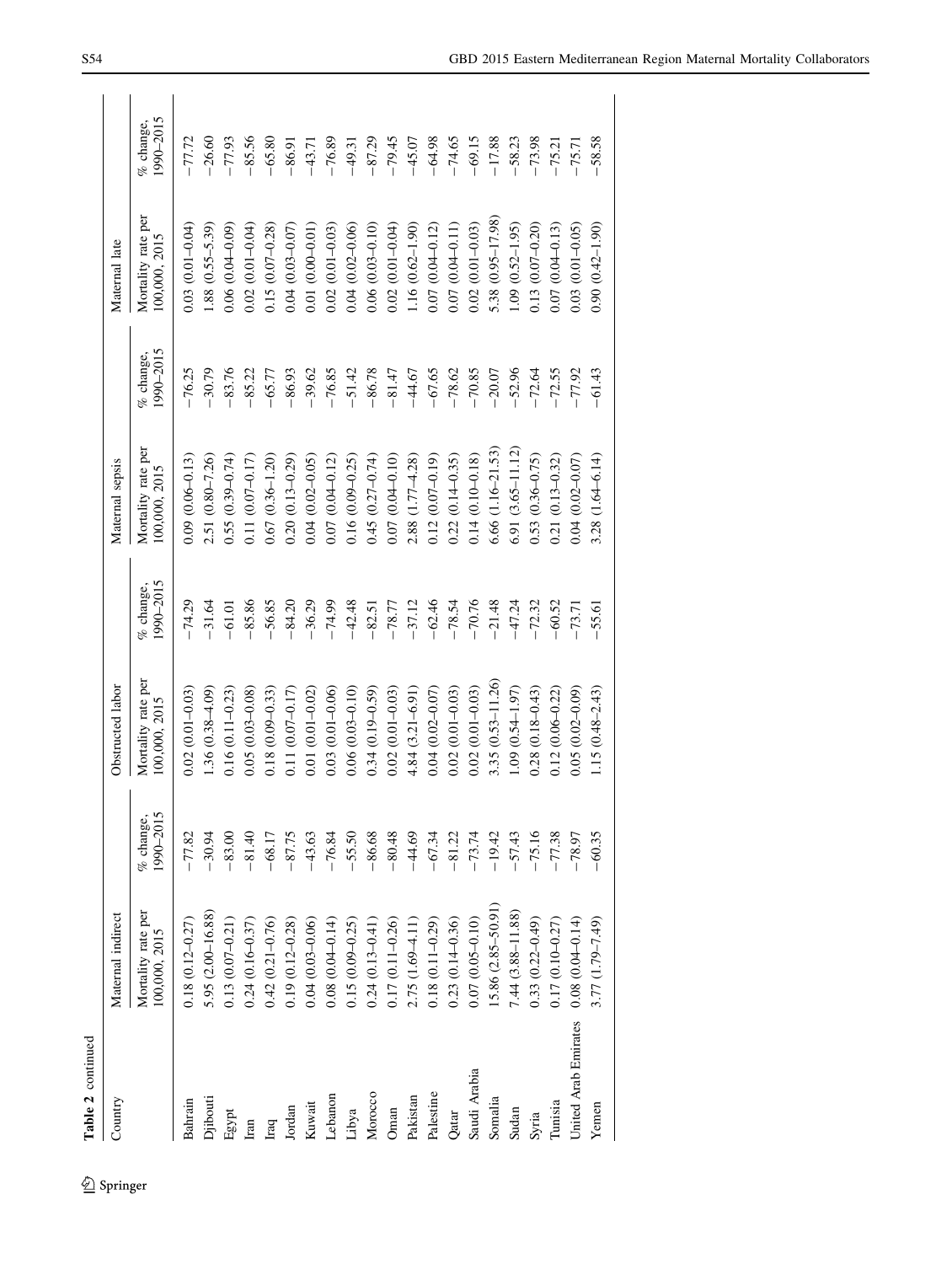**Table 2** continued

| Country | Maternal indirect | | Obstructed labor | | Maternal sepsis | | Maternal late | |
|---|---|---|---|---|---|---|---|---|
| | Mortality rate per 100,000, 2015 | % change, 1990–2015 | Mortality rate per 100,000, 2015 | % change, 1990–2015 | Mortality rate per 100,000, 2015 | % change, 1990–2015 | Mortality rate per 100,000, 2015 | % change, 1990–2015 |
| Bahrain | 0.18 (0.12–0.27) | −77.82 | 0.02 (0.01–0.03) | −74.29 | 0.09 (0.06–0.13) | −76.25 | 0.03 (0.01–0.04) | −77.72 |
| Djibouti | 5.95 (2.00–16.88) | −30.94 | 1.36 (0.38–4.09) | −31.64 | 2.51 (0.80–7.26) | −30.79 | 1.88 (0.55–5.39) | −26.60 |
| Egypt | 0.13 (0.07–0.21) | −83.00 | 0.16 (0.11–0.23) | −61.01 | 0.55 (0.39–0.74) | −83.76 | 0.06 (0.04–0.09) | −77.93 |
| Iran | 0.24 (0.16–0.37) | −81.40 | 0.05 (0.03–0.08) | −85.86 | 0.11 (0.07–0.17) | −85.22 | 0.02 (0.01–0.04) | −85.56 |
| Iraq | 0.42 (0.21–0.76) | −68.17 | 0.18 (0.09–0.33) | −56.85 | 0.67 (0.36–1.20) | −65.77 | 0.15 (0.07–0.28) | −65.80 |
| Jordan | 0.19 (0.12–0.28) | −87.75 | 0.11 (0.07–0.17) | −84.20 | 0.20 (0.13–0.29) | −86.93 | 0.04 (0.03–0.07) | −86.91 |
| Kuwait | 0.04 (0.03–0.06) | −43.63 | 0.01 (0.01–0.02) | −36.29 | 0.04 (0.02–0.05) | −39.62 | 0.01 (0.00–0.01) | −43.71 |
| Lebanon | 0.08 (0.04–0.14) | −76.84 | 0.03 (0.01–0.06) | −74.99 | 0.07 (0.04–0.12) | −76.85 | 0.02 (0.01–0.03) | −76.89 |
| Libya | 0.15 (0.09–0.25) | −55.50 | 0.06 (0.03–0.10) | −42.48 | 0.16 (0.09–0.25) | −51.42 | 0.04 (0.02–0.06) | −49.31 |
| Morocco | 0.24 (0.13–0.41) | −86.68 | 0.34 (0.19–0.59) | −82.51 | 0.45 (0.27–0.74) | −86.78 | 0.06 (0.03–0.10) | −87.29 |
| Oman | 0.17 (0.11–0.26) | −80.48 | 0.02 (0.01–0.03) | −78.77 | 0.07 (0.04–0.10) | −81.47 | 0.02 (0.01–0.04) | −79.45 |
| Pakistan | 2.75 (1.69–4.11) | −44.69 | 4.84 (3.21–6.91) | −37.12 | 2.88 (1.77–4.28) | −44.67 | 1.16 (0.62–1.90) | −45.07 |
| Palestine | 0.18 (0.11–0.29) | −67.34 | 0.04 (0.02–0.07) | −62.46 | 0.12 (0.07–0.19) | −67.65 | 0.07 (0.04–0.12) | −64.98 |
| Qatar | 0.23 (0.14–0.36) | −81.22 | 0.02 (0.01–0.03) | −78.54 | 0.22 (0.14–0.35) | −78.62 | 0.07 (0.04–0.11) | −74.65 |
| Saudi Arabia | 0.07 (0.05–0.10) | −73.74 | 0.02 (0.01–0.03) | −70.76 | 0.14 (0.10–0.18) | −70.85 | 0.02 (0.01–0.03) | −69.15 |
| Somalia | 15.86 (2.85–50.91) | −19.42 | 3.35 (0.53–11.26) | −21.48 | 6.66 (1.16–21.53) | −20.07 | 5.38 (0.95–17.98) | −17.88 |
| Sudan | 7.44 (3.88–11.88) | −57.43 | 1.09 (0.54–1.97) | −47.24 | 6.91 (3.65–11.12) | −52.96 | 1.09 (0.52–1.95) | −58.23 |
| Syria | 0.33 (0.22–0.49) | −75.16 | 0.28 (0.18–0.43) | −72.32 | 0.53 (0.36–0.75) | −72.64 | 0.13 (0.07–0.20) | −73.98 |
| Tunisia | 0.17 (0.10–0.27) | −77.38 | 0.12 (0.06–0.22) | −60.52 | 0.21 (0.13–0.32) | −72.55 | 0.07 (0.04–0.13) | −75.21 |
| United Arab Emirates | 0.08 (0.04–0.14) | −78.97 | 0.05 (0.02–0.09) | −73.71 | 0.04 (0.02–0.07) | −77.92 | 0.03 (0.01–0.05) | −75.71 |
| Yemen | 3.77 (1.79–7.49) | −60.35 | 1.15 (0.48–2.43) | −55.61 | 3.28 (1.64–6.14) | −61.43 | 0.90 (0.42–1.90) | −58.58 |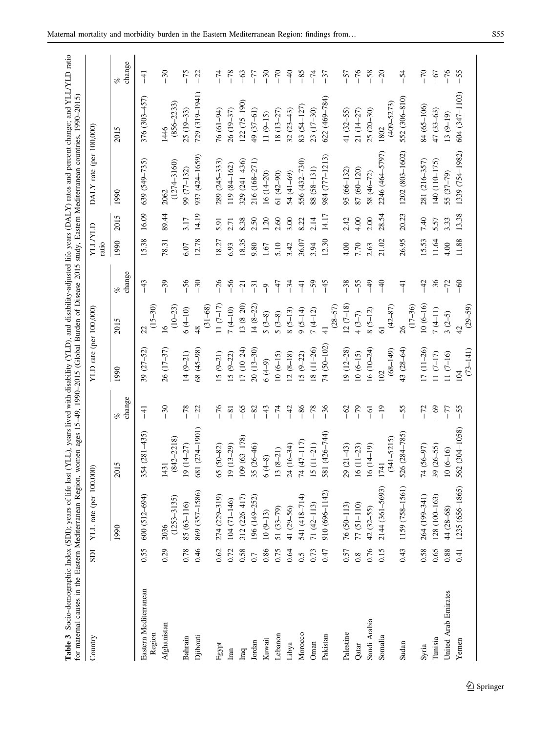**Table 3** Socio-demographic Index (SDI); years of life lost (YLL), years lived with disability (YLD), and disability-adjusted life years (DALY) rates and percent change; and YLL/YLD ratio for maternal causes in the Eastern Mediterranean Region, women ages 15–49, 1990–2015 (Global Burden of Disease 2015 study, Eastern Mediterranean countries, 1990–2015)

| Country | SDI | YLL rate (per 100,000) | | | YLD rate (per 100,000) | | | YLL/YLD ratio | | DALY rate (per 100,000) | | |
|---|---|---|---|---|---|---|---|---|---|---|---|---|
| | | 1990 | 2015 | % change | 1990 | 2015 | % change | 1990 | 2015 | 1990 | 2015 | % change |
| Eastern Mediterranean Region | 0.55 | 600 (512–694) | 354 (281–435) | −41 | 39 (27–52) | 22 (15–30) | −43 | 15.38 | 16.09 | 639 (549–735) | 376 (303–457) | −41 |
| Afghanistan | 0.29 | 2036 (1253–3135) | 1431 (842–2218) | −30 | 26 (17–37) | 16 (10–23) | −39 | 78.31 | 89.44 | 2062 (1274–3160) | 1446 (856–2233) | −30 |
| Bahrain | 0.78 | 85 (63–116) | 19 (14–27) | −78 | 14 (9–21) | 6 (4–10) | −56 | 6.07 | 3.17 | 99 (77–132) | 25 (19–33) | −75 |
| Djibouti | 0.46 | 869 (357–1586) | 681 (274–1901) | −22 | 68 (45–98) | 48 (31–68) | −30 | 12.78 | 14.19 | 937 (424–1659) | 729 (319–1941) | −22 |
| Egypt | 0.62 | 274 (229–319) | 65 (50–82) | −76 | 15 (9–21) | 11 (7–17) | −26 | 18.27 | 5.91 | 289 (245–333) | 76 (61–94) | −74 |
| Iran | 0.72 | 104 (71–146) | 19 (13–29) | −81 | 15 (9–22) | 7 (4–10) | −56 | 6.93 | 2.71 | 119 (84–162) | 26 (19–37) | −78 |
| Iraq | 0.58 | 312 (226–417) | 109 (63–178) | −65 | 17 (10–24) | 13 (8–20) | −21 | 18.35 | 8.38 | 329 (241–436) | 122 (75–190) | −63 |
| Jordan | 0.7 | 196 (149–252) | 35 (26–46) | −82 | 20 (13–30) | 14 (8–22) | −31 | 9.80 | 2.50 | 216 (168–271) | 49 (37–61) | −77 |
| Kuwait | 0.86 | 10 (9–13) | 6 (4–8) | −43 | 6 (4–9) | 5 (3–8) | −9 | 1.67 | 1.20 | 16 (14–20) | 11 (9–15) | −30 |
| Lebanon | 0.75 | 51 (33–79) | 13 (8–21) | −74 | 10 (6–15) | 5 (3–8) | −47 | 5.10 | 2.60 | 61 (42–90) | 18 (13–27) | −70 |
| Libya | 0.64 | 41 (29–56) | 24 (16–34) | −42 | 12 (8–18) | 8 (5–13) | −34 | 3.42 | 3.00 | 54 (41–69) | 32 (23–43) | −40 |
| Morocco | 0.5 | 541 (418–714) | 74 (47–117) | −86 | 15 (9–22) | 9 (5–14) | −41 | 36.07 | 8.22 | 556 (432–730) | 83 (54–127) | −85 |
| Oman | 0.73 | 71 (42–113) | 15 (11–21) | −78 | 18 (11–26) | 7 (4–12) | −59 | 3.94 | 2.14 | 88 (58–131) | 23 (17–30) | −74 |
| Pakistan | 0.47 | 910 (696–1142) | 581 (426–744) | −36 | 74 (50–102) | 41 (28–57) | −45 | 12.30 | 14.17 | 984 (777–1213) | 622 (469–784) | −37 |
| Palestine | 0.57 | 76 (50–113) | 29 (21–43) | −62 | 19 (12–28) | 12 (7–18) | −38 | 4.00 | 2.42 | 95 (66–132) | 41 (32–55) | −57 |
| Qatar | 0.8 | 77 (51–110) | 16 (11–23) | −79 | 10 (6–15) | 4 (3–7) | −55 | 7.70 | 4.00 | 87 (60–120) | 21 (14–27) | −76 |
| Saudi Arabia | 0.76 | 42 (32–55) | 16 (14–19) | −61 | 16 (10–24) | 8 (5–12) | −49 | 2.63 | 2.00 | 58 (46–72) | 25 (20–30) | −58 |
| Somalia | 0.15 | 2144 (361–5693) | 1741 (341–5215) | −19 | 102 (68–149) | 61 (42–87) | −40 | 21.02 | 28.54 | 2246 (464–5797) | 1802 (409–5273) | −20 |
| Sudan | 0.43 | 1159 (758–1561) | 526 (284–785) | −55 | 43 (28–64) | 26 (17–36) | −41 | 26.95 | 20.23 | 1202 (803–1602) | 552 (306–810) | −54 |
| Syria | 0.58 | 264 (199–341) | 74 (56–97) | −72 | 17 (11–26) | 10 (6–16) | −42 | 15.53 | 7.40 | 281 (216–357) | 84 (65–106) | −70 |
| Tunisia | 0.65 | 128 (100–163) | 39 (26–55) | −69 | 11 (7–17) | 7 (4–11) | −36 | 11.64 | 5.57 | 140 (110–175) | 47 (33–63) | −67 |
| United Arab Emirates | 0.88 | 44 (28–68) | 10 (6–16) | −77 | 11 (7–16) | 3 (2–5) | −72 | 4.00 | 3.33 | 55 (37–79) | 13 (9–19) | −76 |
| Yemen | 0.41 | 1235 (656–1865) | 562 (304–1058) | −55 | 104 (73–141) | 42 (29–59) | −60 | 11.88 | 13.38 | 1339 (754–1982) | 604 (347–1103) | −55 |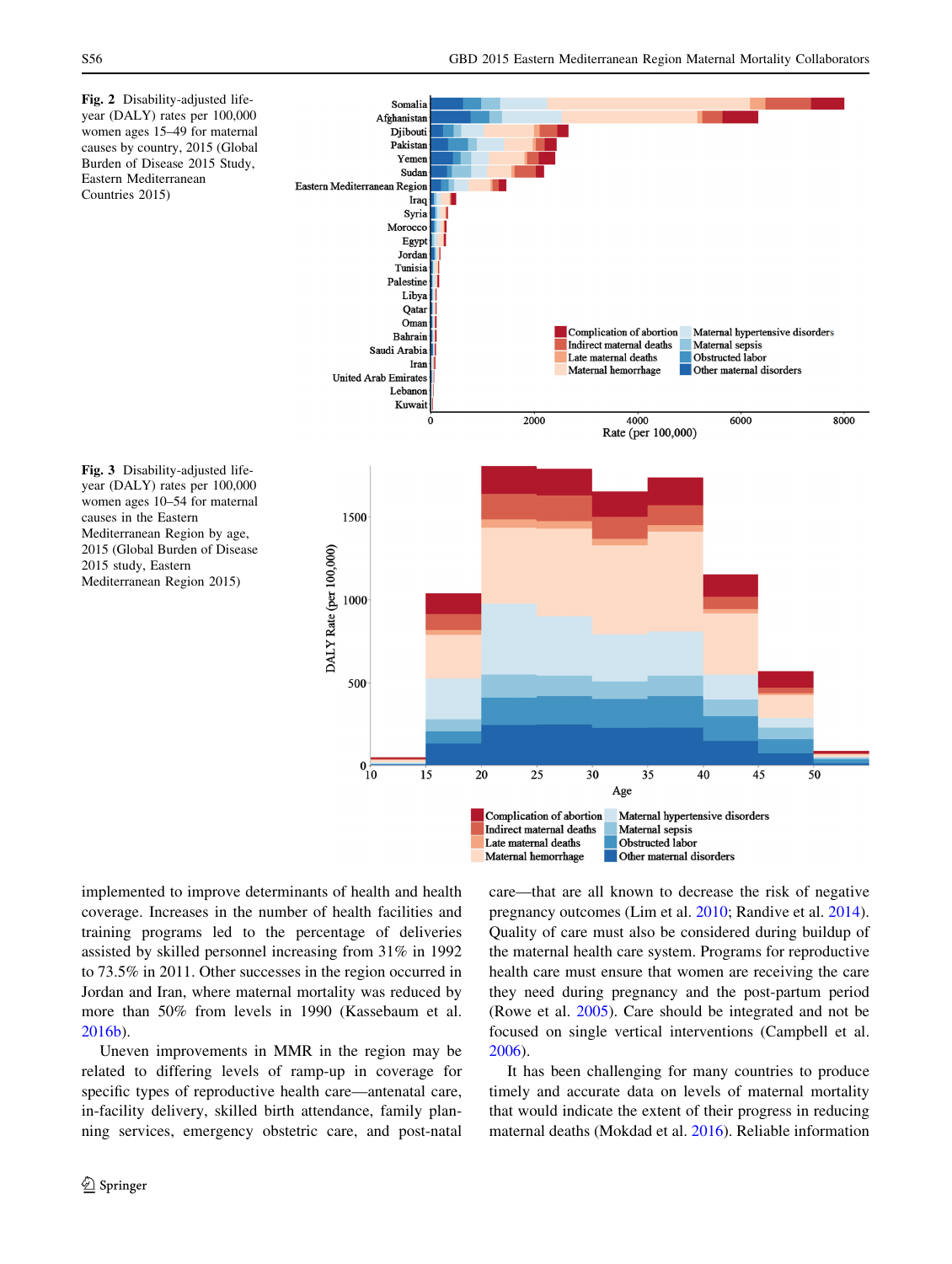**Fig. 2** Disability-adjusted life-year (DALY) rates per 100,000 women ages 15–49 for maternal causes by country, 2015 (Global Burden of Disease 2015 Study, Eastern Mediterranean Countries 2015)

**Fig. 3** Disability-adjusted life-year (DALY) rates per 100,000 women ages 10–54 for maternal causes in the Eastern Mediterranean Region by age, 2015 (Global Burden of Disease 2015 study, Eastern Mediterranean Region 2015)

implemented to improve determinants of health and health coverage. Increases in the number of health facilities and training programs led to the percentage of deliveries assisted by skilled personnel increasing from 31% in 1992 to 73.5% in 2011. Other successes in the region occurred in Jordan and Iran, where maternal mortality was reduced by more than 50% from levels in 1990 (Kassebaum et al. 2016b).

Uneven improvements in MMR in the region may be related to differing levels of ramp-up in coverage for specific types of reproductive health care—antenatal care, in-facility delivery, skilled birth attendance, family planning services, emergency obstetric care, and post-natal care—that are all known to decrease the risk of negative pregnancy outcomes (Lim et al. 2010; Randive et al. 2014). Quality of care must also be considered during buildup of the maternal health care system. Programs for reproductive health care must ensure that women are receiving the care they need during pregnancy and the post-partum period (Rowe et al. 2005). Care should be integrated and not be focused on single vertical interventions (Campbell et al. 2006).

It has been challenging for many countries to produce timely and accurate data on levels of maternal mortality that would indicate the extent of their progress in reducing maternal deaths (Mokdad et al. 2016). Reliable information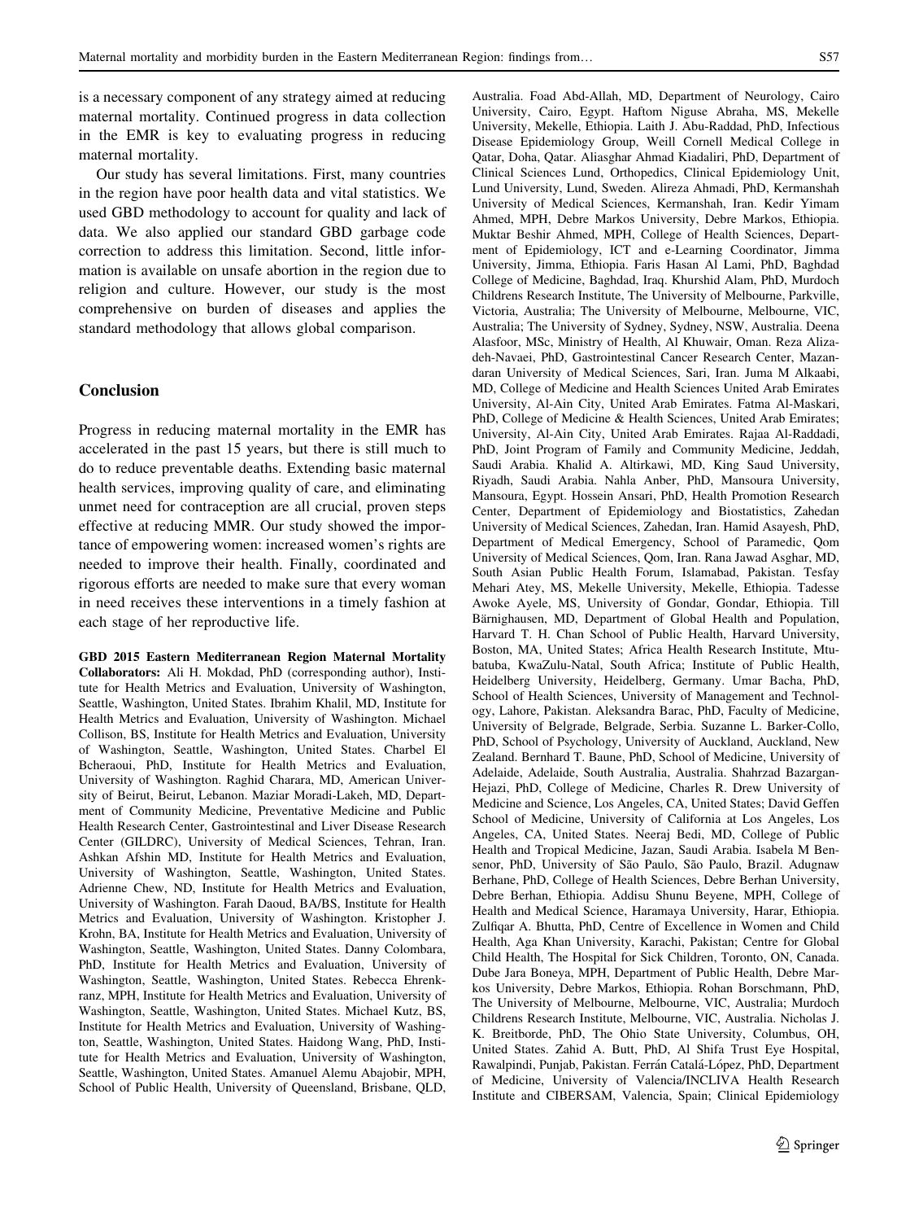is a necessary component of any strategy aimed at reducing maternal mortality. Continued progress in data collection in the EMR is key to evaluating progress in reducing maternal mortality.

Our study has several limitations. First, many countries in the region have poor health data and vital statistics. We used GBD methodology to account for quality and lack of data. We also applied our standard GBD garbage code correction to address this limitation. Second, little information is available on unsafe abortion in the region due to religion and culture. However, our study is the most comprehensive on burden of diseases and applies the standard methodology that allows global comparison.

## Conclusion

Progress in reducing maternal mortality in the EMR has accelerated in the past 15 years, but there is still much to do to reduce preventable deaths. Extending basic maternal health services, improving quality of care, and eliminating unmet need for contraception are all crucial, proven steps effective at reducing MMR. Our study showed the importance of empowering women: increased women's rights are needed to improve their health. Finally, coordinated and rigorous efforts are needed to make sure that every woman in need receives these interventions in a timely fashion at each stage of her reproductive life.

**GBD 2015 Eastern Mediterranean Region Maternal Mortality Collaborators:** Ali H. Mokdad, PhD (corresponding author), Institute for Health Metrics and Evaluation, University of Washington, Seattle, Washington, United States. Ibrahim Khalil, MD, Institute for Health Metrics and Evaluation, University of Washington. Michael Collison, BS, Institute for Health Metrics and Evaluation, University of Washington, Seattle, Washington, United States. Charbel El Bcheraoui, PhD, Institute for Health Metrics and Evaluation, University of Washington. Raghid Charara, MD, American University of Beirut, Beirut, Lebanon. Maziar Moradi-Lakeh, MD, Department of Community Medicine, Preventative Medicine and Public Health Research Center, Gastrointestinal and Liver Disease Research Center (GILDRC), University of Medical Sciences, Tehran, Iran. Ashkan Afshin MD, Institute for Health Metrics and Evaluation, University of Washington, Seattle, Washington, United States. Adrienne Chew, ND, Institute for Health Metrics and Evaluation, University of Washington. Farah Daoud, BA/BS, Institute for Health Metrics and Evaluation, University of Washington. Kristopher J. Krohn, BA, Institute for Health Metrics and Evaluation, University of Washington, Seattle, Washington, United States. Danny Colombara, PhD, Institute for Health Metrics and Evaluation, University of Washington, Seattle, Washington, United States. Rebecca Ehrenkranz, MPH, Institute for Health Metrics and Evaluation, University of Washington, Seattle, Washington, United States. Michael Kutz, BS, Institute for Health Metrics and Evaluation, University of Washington, Seattle, Washington, United States. Haidong Wang, PhD, Institute for Health Metrics and Evaluation, University of Washington, Seattle, Washington, United States. Amanuel Alemu Abajobir, MPH, School of Public Health, University of Queensland, Brisbane, QLD, Australia. Foad Abd-Allah, MD, Department of Neurology, Cairo University, Cairo, Egypt. Haftom Niguse Abraha, MS, Mekelle University, Mekelle, Ethiopia. Laith J. Abu-Raddad, PhD, Infectious Disease Epidemiology Group, Weill Cornell Medical College in Qatar, Doha, Qatar. Aliasghar Ahmad Kiadaliri, PhD, Department of Clinical Sciences Lund, Orthopedics, Clinical Epidemiology Unit, Lund University, Lund, Sweden. Alireza Ahmadi, PhD, Kermanshah University of Medical Sciences, Kermanshah, Iran. Kedir Yimam Ahmed, MPH, Debre Markos University, Debre Markos, Ethiopia. Muktar Beshir Ahmed, MPH, College of Health Sciences, Department of Epidemiology, ICT and e-Learning Coordinator, Jimma University, Jimma, Ethiopia. Faris Hasan Al Lami, PhD, Baghdad College of Medicine, Baghdad, Iraq. Khurshid Alam, PhD, Murdoch Childrens Research Institute, The University of Melbourne, Parkville, Victoria, Australia; The University of Melbourne, Melbourne, VIC, Australia; The University of Sydney, Sydney, NSW, Australia. Deena Alasfoor, MSc, Ministry of Health, Al Khuwair, Oman. Reza Alizadeh-Navaei, PhD, Gastrointestinal Cancer Research Center, Mazandaran University of Medical Sciences, Sari, Iran. Juma M Alkaabi, MD, College of Medicine and Health Sciences United Arab Emirates University, Al-Ain City, United Arab Emirates. Fatma Al-Maskari, PhD, College of Medicine & Health Sciences, United Arab Emirates; University, Al-Ain City, United Arab Emirates. Rajaa Al-Raddadi, PhD, Joint Program of Family and Community Medicine, Jeddah, Saudi Arabia. Khalid A. Altirkawi, MD, King Saud University, Riyadh, Saudi Arabia. Nahla Anber, PhD, Mansoura University, Mansoura, Egypt. Hossein Ansari, PhD, Health Promotion Research Center, Department of Epidemiology and Biostatistics, Zahedan University of Medical Sciences, Zahedan, Iran. Hamid Asayesh, PhD, Department of Medical Emergency, School of Paramedic, Qom University of Medical Sciences, Qom, Iran. Rana Jawad Asghar, MD, South Asian Public Health Forum, Islamabad, Pakistan. Tesfay Mehari Atey, MS, Mekelle University, Mekelle, Ethiopia. Tadesse Awoke Ayele, MS, University of Gondar, Gondar, Ethiopia. Till Bärnighausen, MD, Department of Global Health and Population, Harvard T. H. Chan School of Public Health, Harvard University, Boston, MA, United States; Africa Health Research Institute, Mtubatuba, KwaZulu-Natal, South Africa; Institute of Public Health, Heidelberg University, Heidelberg, Germany. Umar Bacha, PhD, School of Health Sciences, University of Management and Technology, Lahore, Pakistan. Aleksandra Barac, PhD, Faculty of Medicine, University of Belgrade, Belgrade, Serbia. Suzanne L. Barker-Collo, PhD, School of Psychology, University of Auckland, Auckland, New Zealand. Bernhard T. Baune, PhD, School of Medicine, University of Adelaide, Adelaide, South Australia, Australia. Shahrzad Bazargan-Hejazi, PhD, College of Medicine, Charles R. Drew University of Medicine and Science, Los Angeles, CA, United States; David Geffen School of Medicine, University of California at Los Angeles, Los Angeles, CA, United States. Neeraj Bedi, MD, College of Public Health and Tropical Medicine, Jazan, Saudi Arabia. Isabela M Bensenor, PhD, University of São Paulo, São Paulo, Brazil. Adugnaw Berhane, PhD, College of Health Sciences, Debre Berhan University, Debre Berhan, Ethiopia. Addisu Shunu Beyene, MPH, College of Health and Medical Science, Haramaya University, Harar, Ethiopia. Zulfiqar A. Bhutta, PhD, Centre of Excellence in Women and Child Health, Aga Khan University, Karachi, Pakistan; Centre for Global Child Health, The Hospital for Sick Children, Toronto, ON, Canada. Dube Jara Boneya, MPH, Department of Public Health, Debre Markos University, Debre Markos, Ethiopia. Rohan Borschmann, PhD, The University of Melbourne, Melbourne, VIC, Australia; Murdoch Childrens Research Institute, Melbourne, VIC, Australia. Nicholas J. K. Breitborde, PhD, The Ohio State University, Columbus, OH, United States. Zahid A. Butt, PhD, Al Shifa Trust Eye Hospital, Rawalpindi, Punjab, Pakistan. Ferrán Catalá-López, PhD, Department of Medicine, University of Valencia/INCLIVA Health Research Institute and CIBERSAM, Valencia, Spain; Clinical Epidemiology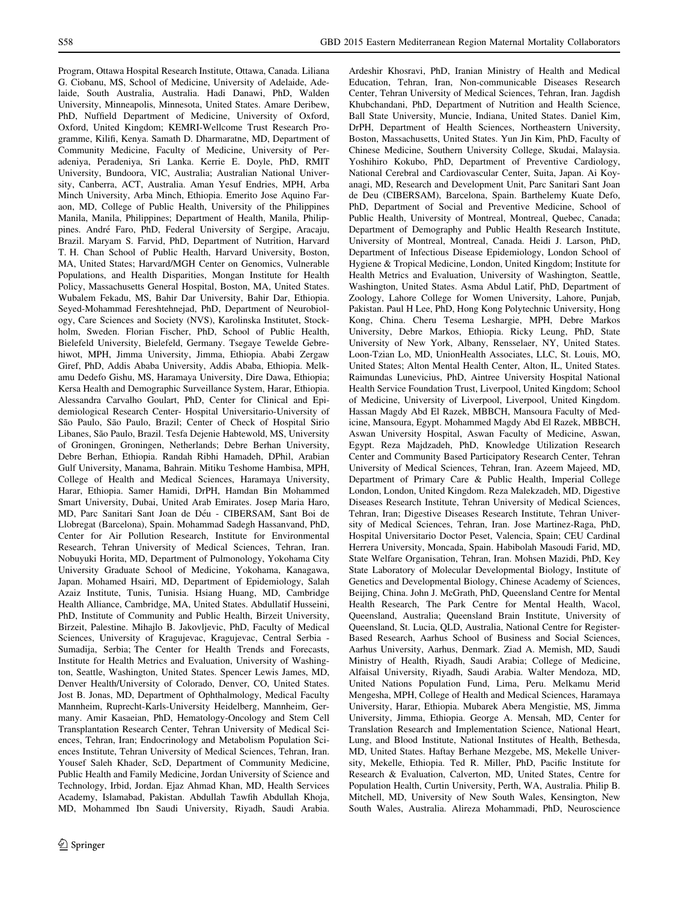Program, Ottawa Hospital Research Institute, Ottawa, Canada. Liliana G. Ciobanu, MS, School of Medicine, University of Adelaide, Adelaide, South Australia, Australia. Hadi Danawi, PhD, Walden University, Minneapolis, Minnesota, United States. Amare Deribew, PhD, Nuffield Department of Medicine, University of Oxford, Oxford, United Kingdom; KEMRI-Wellcome Trust Research Programme, Kilifi, Kenya. Samath D. Dharmaratne, MD, Department of Community Medicine, Faculty of Medicine, University of Peradeniya, Peradeniya, Sri Lanka. Kerrie E. Doyle, PhD, RMIT University, Bundoora, VIC, Australia; Australian National University, Canberra, ACT, Australia. Aman Yesuf Endries, MPH, Arba Minch University, Arba Minch, Ethiopia. Emerito Jose Aquino Faraon, MD, College of Public Health, University of the Philippines Manila, Manila, Philippines; Department of Health, Manila, Philippines. André Faro, PhD, Federal University of Sergipe, Aracaju, Brazil. Maryam S. Farvid, PhD, Department of Nutrition, Harvard T. H. Chan School of Public Health, Harvard University, Boston, MA, United States; Harvard/MGH Center on Genomics, Vulnerable Populations, and Health Disparities, Mongan Institute for Health Policy, Massachusetts General Hospital, Boston, MA, United States. Wubalem Fekadu, MS, Bahir Dar University, Bahir Dar, Ethiopia. Seyed-Mohammad Fereshtehnejad, PhD, Department of Neurobiology, Care Sciences and Society (NVS), Karolinska Institutet, Stockholm, Sweden. Florian Fischer, PhD, School of Public Health, Bielefeld University, Bielefeld, Germany. Tsegaye Tewelde Gebrehiwot, MPH, Jimma University, Jimma, Ethiopia. Ababi Zergaw Giref, PhD, Addis Ababa University, Addis Ababa, Ethiopia. Melkamu Dedefo Gishu, MS, Haramaya University, Dire Dawa, Ethiopia; Kersa Health and Demographic Surveillance System, Harar, Ethiopia. Alessandra Carvalho Goulart, PhD, Center for Clinical and Epidemiological Research Center- Hospital Universitario-University of São Paulo, São Paulo, Brazil; Center of Check of Hospital Sirio Libanes, São Paulo, Brazil. Tesfa Dejenie Habtewold, MS, University of Groningen, Groningen, Netherlands; Debre Berhan University, Debre Berhan, Ethiopia. Randah Ribhi Hamadeh, DPhil, Arabian Gulf University, Manama, Bahrain. Mitiku Teshome Hambisa, MPH, College of Health and Medical Sciences, Haramaya University, Harar, Ethiopia. Samer Hamidi, DrPH, Hamdan Bin Mohammed Smart University, Dubai, United Arab Emirates. Josep Maria Haro, MD, Parc Sanitari Sant Joan de Déu - CIBERSAM, Sant Boi de Llobregat (Barcelona), Spain. Mohammad Sadegh Hassanvand, PhD, Center for Air Pollution Research, Institute for Environmental Research, Tehran University of Medical Sciences, Tehran, Iran. Nobuyuki Horita, MD, Department of Pulmonology, Yokohama City University Graduate School of Medicine, Yokohama, Kanagawa, Japan. Mohamed Hsairi, MD, Department of Epidemiology, Salah Azaiz Institute, Tunis, Tunisia. Hsiang Huang, MD, Cambridge Health Alliance, Cambridge, MA, United States. Abdullatif Husseini, PhD, Institute of Community and Public Health, Birzeit University, Birzeit, Palestine. Mihajlo B. Jakovljevic, PhD, Faculty of Medical Sciences, University of Kragujevac, Kragujevac, Central Serbia - Sumadija, Serbia; The Center for Health Trends and Forecasts, Institute for Health Metrics and Evaluation, University of Washington, Seattle, Washington, United States. Spencer Lewis James, MD, Denver Health/University of Colorado, Denver, CO, United States. Jost B. Jonas, MD, Department of Ophthalmology, Medical Faculty Mannheim, Ruprecht-Karls-University Heidelberg, Mannheim, Germany. Amir Kasaeian, PhD, Hematology-Oncology and Stem Cell Transplantation Research Center, Tehran University of Medical Sciences, Tehran, Iran; Endocrinology and Metabolism Population Sciences Institute, Tehran University of Medical Sciences, Tehran, Iran. Yousef Saleh Khader, ScD, Department of Community Medicine, Public Health and Family Medicine, Jordan University of Science and Technology, Irbid, Jordan. Ejaz Ahmad Khan, MD, Health Services Academy, Islamabad, Pakistan. Abdullah Tawfih Abdullah Khoja, MD, Mohammed Ibn Saudi University, Riyadh, Saudi Arabia. Ardeshir Khosravi, PhD, Iranian Ministry of Health and Medical Education, Tehran, Iran, Non-communicable Diseases Research Center, Tehran University of Medical Sciences, Tehran, Iran. Jagdish Khubchandani, PhD, Department of Nutrition and Health Science, Ball State University, Muncie, Indiana, United States. Daniel Kim, DrPH, Department of Health Sciences, Northeastern University, Boston, Massachusetts, United States. Yun Jin Kim, PhD, Faculty of Chinese Medicine, Southern University College, Skudai, Malaysia. Yoshihiro Kokubo, PhD, Department of Preventive Cardiology, National Cerebral and Cardiovascular Center, Suita, Japan. Ai Koyanagi, MD, Research and Development Unit, Parc Sanitari Sant Joan de Deu (CIBERSAM), Barcelona, Spain. Barthelemy Kuate Defo, PhD, Department of Social and Preventive Medicine, School of Public Health, University of Montreal, Montreal, Quebec, Canada; Department of Demography and Public Health Research Institute, University of Montreal, Montreal, Canada. Heidi J. Larson, PhD, Department of Infectious Disease Epidemiology, London School of Hygiene & Tropical Medicine, London, United Kingdom; Institute for Health Metrics and Evaluation, University of Washington, Seattle, Washington, United States. Asma Abdul Latif, PhD, Department of Zoology, Lahore College for Women University, Lahore, Punjab, Pakistan. Paul H Lee, PhD, Hong Kong Polytechnic University, Hong Kong, China. Cheru Tesema Leshargie, MPH, Debre Markos University, Debre Markos, Ethiopia. Ricky Leung, PhD, State University of New York, Albany, Rensselaer, NY, United States. Loon-Tzian Lo, MD, UnionHealth Associates, LLC, St. Louis, MO, United States; Alton Mental Health Center, Alton, IL, United States. Raimundas Lunevicius, PhD, Aintree University Hospital National Health Service Foundation Trust, Liverpool, United Kingdom; School of Medicine, University of Liverpool, Liverpool, United Kingdom. Hassan Magdy Abd El Razek, MBBCH, Mansoura Faculty of Medicine, Mansoura, Egypt. Mohammed Magdy Abd El Razek, MBBCH, Aswan University Hospital, Aswan Faculty of Medicine, Aswan, Egypt. Reza Majdzadeh, PhD, Knowledge Utilization Research Center and Community Based Participatory Research Center, Tehran University of Medical Sciences, Tehran, Iran. Azeem Majeed, MD, Department of Primary Care & Public Health, Imperial College London, London, United Kingdom. Reza Malekzadeh, MD, Digestive Diseases Research Institute, Tehran University of Medical Sciences, Tehran, Iran; Digestive Diseases Research Institute, Tehran University of Medical Sciences, Tehran, Iran. Jose Martinez-Raga, PhD, Hospital Universitario Doctor Peset, Valencia, Spain; CEU Cardinal Herrera University, Moncada, Spain. Habibolah Masoudi Farid, MD, State Welfare Organisation, Tehran, Iran. Mohsen Mazidi, PhD, Key State Laboratory of Molecular Developmental Biology, Institute of Genetics and Developmental Biology, Chinese Academy of Sciences, Beijing, China. John J. McGrath, PhD, Queensland Centre for Mental Health Research, The Park Centre for Mental Health, Wacol, Queensland, Australia; Queensland Brain Institute, University of Queensland, St. Lucia, QLD, Australia, National Centre for Register-Based Research, Aarhus School of Business and Social Sciences, Aarhus University, Aarhus, Denmark. Ziad A. Memish, MD, Saudi Ministry of Health, Riyadh, Saudi Arabia; College of Medicine, Alfaisal University, Riyadh, Saudi Arabia. Walter Mendoza, MD, United Nations Population Fund, Lima, Peru. Melkamu Merid Mengesha, MPH, College of Health and Medical Sciences, Haramaya University, Harar, Ethiopia. Mubarek Abera Mengistie, MS, Jimma University, Jimma, Ethiopia. George A. Mensah, MD, Center for Translation Research and Implementation Science, National Heart, Lung, and Blood Institute, National Institutes of Health, Bethesda, MD, United States. Haftay Berhane Mezgebe, MS, Mekelle University, Mekelle, Ethiopia. Ted R. Miller, PhD, Pacific Institute for Research & Evaluation, Calverton, MD, United States, Centre for Population Health, Curtin University, Perth, WA, Australia. Philip B. Mitchell, MD, University of New South Wales, Kensington, New South Wales, Australia. Alireza Mohammadi, PhD, Neuroscience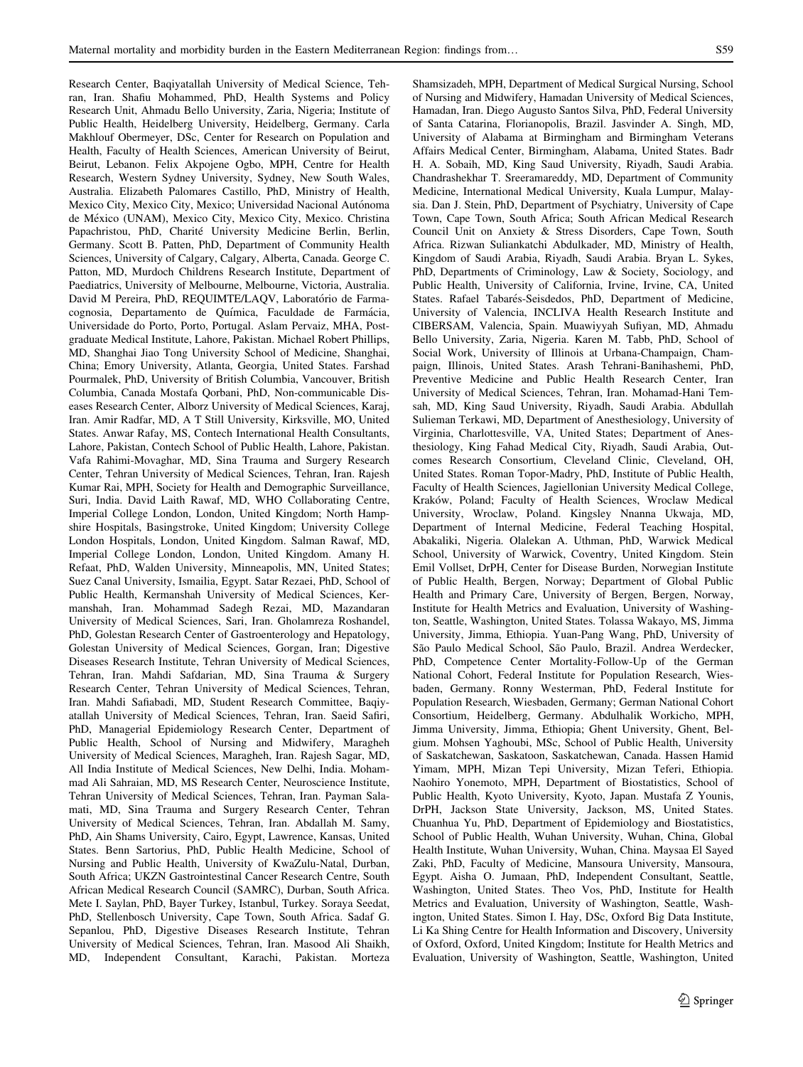Research Center, Baqiyatallah University of Medical Science, Tehran, Iran. Shafiu Mohammed, PhD, Health Systems and Policy Research Unit, Ahmadu Bello University, Zaria, Nigeria; Institute of Public Health, Heidelberg University, Heidelberg, Germany. Carla Makhlouf Obermeyer, DSc, Center for Research on Population and Health, Faculty of Health Sciences, American University of Beirut, Beirut, Lebanon. Felix Akpojene Ogbo, MPH, Centre for Health Research, Western Sydney University, Sydney, New South Wales, Australia. Elizabeth Palomares Castillo, PhD, Ministry of Health, Mexico City, Mexico City, Mexico; Universidad Nacional Autónoma de México (UNAM), Mexico City, Mexico City, Mexico. Christina Papachristou, PhD, Charité University Medicine Berlin, Berlin, Germany. Scott B. Patten, PhD, Department of Community Health Sciences, University of Calgary, Calgary, Alberta, Canada. George C. Patton, MD, Murdoch Childrens Research Institute, Department of Paediatrics, University of Melbourne, Melbourne, Victoria, Australia. David M Pereira, PhD, REQUIMTE/LAQV, Laboratório de Farmacognosia, Departamento de Química, Faculdade de Farmácia, Universidade do Porto, Porto, Portugal. Aslam Pervaiz, MHA, Postgraduate Medical Institute, Lahore, Pakistan. Michael Robert Phillips, MD, Shanghai Jiao Tong University School of Medicine, Shanghai, China; Emory University, Atlanta, Georgia, United States. Farshad Pourmalek, PhD, University of British Columbia, Vancouver, British Columbia, Canada Mostafa Qorbani, PhD, Non-communicable Diseases Research Center, Alborz University of Medical Sciences, Karaj, Iran. Amir Radfar, MD, A T Still University, Kirksville, MO, United States. Anwar Rafay, MS, Contech International Health Consultants, Lahore, Pakistan, Contech School of Public Health, Lahore, Pakistan. Vafa Rahimi-Movaghar, MD, Sina Trauma and Surgery Research Center, Tehran University of Medical Sciences, Tehran, Iran. Rajesh Kumar Rai, MPH, Society for Health and Demographic Surveillance, Suri, India. David Laith Rawaf, MD, WHO Collaborating Centre, Imperial College London, London, United Kingdom; North Hampshire Hospitals, Basingstroke, United Kingdom; University College London Hospitals, London, United Kingdom. Salman Rawaf, MD, Imperial College London, London, United Kingdom. Amany H. Refaat, PhD, Walden University, Minneapolis, MN, United States; Suez Canal University, Ismailia, Egypt. Satar Rezaei, PhD, School of Public Health, Kermanshah University of Medical Sciences, Kermanshah, Iran. Mohammad Sadegh Rezai, MD, Mazandaran University of Medical Sciences, Sari, Iran. Gholamreza Roshandel, PhD, Golestan Research Center of Gastroenterology and Hepatology, Golestan University of Medical Sciences, Gorgan, Iran; Digestive Diseases Research Institute, Tehran University of Medical Sciences, Tehran, Iran. Mahdi Safdarian, MD, Sina Trauma & Surgery Research Center, Tehran University of Medical Sciences, Tehran, Iran. Mahdi Safiabadi, MD, Student Research Committee, Baqiyatallah University of Medical Sciences, Tehran, Iran. Saeid Safiri, PhD, Managerial Epidemiology Research Center, Department of Public Health, School of Nursing and Midwifery, Maragheh University of Medical Sciences, Maragheh, Iran. Rajesh Sagar, MD, All India Institute of Medical Sciences, New Delhi, India. Mohammad Ali Sahraian, MD, MS Research Center, Neuroscience Institute, Tehran University of Medical Sciences, Tehran, Iran. Payman Salamati, MD, Sina Trauma and Surgery Research Center, Tehran University of Medical Sciences, Tehran, Iran. Abdallah M. Samy, PhD, Ain Shams University, Cairo, Egypt, Lawrence, Kansas, United States. Benn Sartorius, PhD, Public Health Medicine, School of Nursing and Public Health, University of KwaZulu-Natal, Durban, South Africa; UKZN Gastrointestinal Cancer Research Centre, South African Medical Research Council (SAMRC), Durban, South Africa. Mete I. Saylan, PhD, Bayer Turkey, Istanbul, Turkey. Soraya Seedat, PhD, Stellenbosch University, Cape Town, South Africa. Sadaf G. Sepanlou, PhD, Digestive Diseases Research Institute, Tehran University of Medical Sciences, Tehran, Iran. Masood Ali Shaikh, MD, Independent Consultant, Karachi, Pakistan. Morteza Shamsizadeh, MPH, Department of Medical Surgical Nursing, School of Nursing and Midwifery, Hamadan University of Medical Sciences, Hamadan, Iran. Diego Augusto Santos Silva, PhD, Federal University of Santa Catarina, Florianopolis, Brazil. Jasvinder A. Singh, MD, University of Alabama at Birmingham and Birmingham Veterans Affairs Medical Center, Birmingham, Alabama, United States. Badr H. A. Sobaih, MD, King Saud University, Riyadh, Saudi Arabia. Chandrashekhar T. Sreeramareddy, MD, Department of Community Medicine, International Medical University, Kuala Lumpur, Malaysia. Dan J. Stein, PhD, Department of Psychiatry, University of Cape Town, Cape Town, South Africa; South African Medical Research Council Unit on Anxiety & Stress Disorders, Cape Town, South Africa. Rizwan Suliankatchi Abdulkader, MD, Ministry of Health, Kingdom of Saudi Arabia, Riyadh, Saudi Arabia. Bryan L. Sykes, PhD, Departments of Criminology, Law & Society, Sociology, and Public Health, University of California, Irvine, Irvine, CA, United States. Rafael Tabarés-Seisdedos, PhD, Department of Medicine, University of Valencia, INCLIVA Health Research Institute and CIBERSAM, Valencia, Spain. Muawiyyah Sufiyan, MD, Ahmadu Bello University, Zaria, Nigeria. Karen M. Tabb, PhD, School of Social Work, University of Illinois at Urbana-Champaign, Champaign, Illinois, United States. Arash Tehrani-Banihashemi, PhD, Preventive Medicine and Public Health Research Center, Iran University of Medical Sciences, Tehran, Iran. Mohamad-Hani Temsah, MD, King Saud University, Riyadh, Saudi Arabia. Abdullah Sulieman Terkawi, MD, Department of Anesthesiology, University of Virginia, Charlottesville, VA, United States; Department of Anesthesiology, King Fahad Medical City, Riyadh, Saudi Arabia, Outcomes Research Consortium, Cleveland Clinic, Cleveland, OH, United States. Roman Topor-Madry, PhD, Institute of Public Health, Faculty of Health Sciences, Jagiellonian University Medical College, Kraków, Poland; Faculty of Health Sciences, Wroclaw Medical University, Wroclaw, Poland. Kingsley Nnanna Ukwaja, MD, Department of Internal Medicine, Federal Teaching Hospital, Abakaliki, Nigeria. Olalekan A. Uthman, PhD, Warwick Medical School, University of Warwick, Coventry, United Kingdom. Stein Emil Vollset, DrPH, Center for Disease Burden, Norwegian Institute of Public Health, Bergen, Norway; Department of Global Public Health and Primary Care, University of Bergen, Bergen, Norway, Institute for Health Metrics and Evaluation, University of Washington, Seattle, Washington, United States. Tolassa Wakayo, MS, Jimma University, Jimma, Ethiopia. Yuan-Pang Wang, PhD, University of São Paulo Medical School, São Paulo, Brazil. Andrea Werdecker, PhD, Competence Center Mortality-Follow-Up of the German National Cohort, Federal Institute for Population Research, Wiesbaden, Germany. Ronny Westerman, PhD, Federal Institute for Population Research, Wiesbaden, Germany; German National Cohort Consortium, Heidelberg, Germany. Abdulhalik Workicho, MPH, Jimma University, Jimma, Ethiopia; Ghent University, Ghent, Belgium. Mohsen Yaghoubi, MSc, School of Public Health, University of Saskatchewan, Saskatoon, Saskatchewan, Canada. Hassen Hamid Yimam, MPH, Mizan Tepi University, Mizan Teferi, Ethiopia. Naohiro Yonemoto, MPH, Department of Biostatistics, School of Public Health, Kyoto University, Kyoto, Japan. Mustafa Z Younis, DrPH, Jackson State University, Jackson, MS, United States. Chuanhua Yu, PhD, Department of Epidemiology and Biostatistics, School of Public Health, Wuhan University, Wuhan, China, Global Health Institute, Wuhan University, Wuhan, China. Maysaa El Sayed Zaki, PhD, Faculty of Medicine, Mansoura University, Mansoura, Egypt. Aisha O. Jumaan, PhD, Independent Consultant, Seattle, Washington, United States. Theo Vos, PhD, Institute for Health Metrics and Evaluation, University of Washington, Seattle, Washington, United States. Simon I. Hay, DSc, Oxford Big Data Institute, Li Ka Shing Centre for Health Information and Discovery, University of Oxford, Oxford, United Kingdom; Institute for Health Metrics and Evaluation, University of Washington, Seattle, Washington, United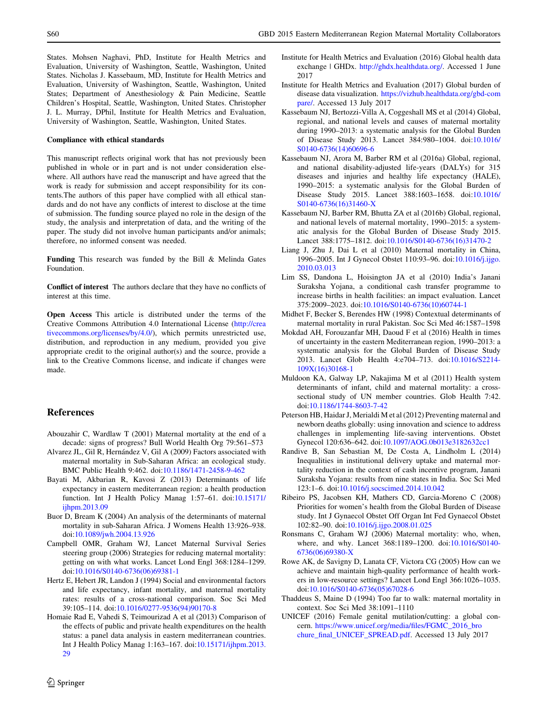States. Mohsen Naghavi, PhD, Institute for Health Metrics and Evaluation, University of Washington, Seattle, Washington, United States. Nicholas J. Kassebaum, MD, Institute for Health Metrics and Evaluation, University of Washington, Seattle, Washington, United States; Department of Anesthesiology & Pain Medicine, Seattle Children's Hospital, Seattle, Washington, United States. Christopher J. L. Murray, DPhil, Institute for Health Metrics and Evaluation, University of Washington, Seattle, Washington, United States.

**Compliance with ethical standards**

This manuscript reflects original work that has not previously been published in whole or in part and is not under consideration elsewhere. All authors have read the manuscript and have agreed that the work is ready for submission and accept responsibility for its contents.The authors of this paper have complied with all ethical standards and do not have any conflicts of interest to disclose at the time of submission. The funding source played no role in the design of the study, the analysis and interpretation of data, and the writing of the paper. The study did not involve human participants and/or animals; therefore, no informed consent was needed.

**Funding** This research was funded by the Bill & Melinda Gates Foundation.

**Conflict of interest** The authors declare that they have no conflicts of interest at this time.

**Open Access** This article is distributed under the terms of the Creative Commons Attribution 4.0 International License (http://creativecommons.org/licenses/by/4.0/), which permits unrestricted use, distribution, and reproduction in any medium, provided you give appropriate credit to the original author(s) and the source, provide a link to the Creative Commons license, and indicate if changes were made.

## References

Abouzahir C, Wardlaw T (2001) Maternal mortality at the end of a decade: signs of progress? Bull World Health Org 79:561–573

Alvarez JL, Gil R, Hernández V, Gil A (2009) Factors associated with maternal mortality in Sub-Saharan Africa: an ecological study. BMC Public Health 9:462. doi:10.1186/1471-2458-9-462

Bayati M, Akbarian R, Kavosi Z (2013) Determinants of life expectancy in eastern mediterranean region: a health production function. Int J Health Policy Manag 1:57–61. doi:10.15171/ijhpm.2013.09

Buor D, Bream K (2004) An analysis of the determinants of maternal mortality in sub-Saharan Africa. J Womens Health 13:926–938. doi:10.1089/jwh.2004.13.926

Campbell OMR, Graham WJ, Lancet Maternal Survival Series steering group (2006) Strategies for reducing maternal mortality: getting on with what works. Lancet Lond Engl 368:1284–1299. doi:10.1016/S0140-6736(06)69381-1

Hertz E, Hebert JR, Landon J (1994) Social and environmental factors and life expectancy, infant mortality, and maternal mortality rates: results of a cross-national comparison. Soc Sci Med 39:105–114. doi:10.1016/0277-9536(94)90170-8

Homaie Rad E, Vahedi S, Teimourizad A et al (2013) Comparison of the effects of public and private health expenditures on the health status: a panel data analysis in eastern mediterranean countries. Int J Health Policy Manag 1:163–167. doi:10.15171/ijhpm.2013.29

Institute for Health Metrics and Evaluation (2016) Global health data exchange | GHDx. http://ghdx.healthdata.org/. Accessed 1 June 2017

Institute for Health Metrics and Evaluation (2017) Global burden of disease data visualization. https://vizhub.healthdata.org/gbd-compare/. Accessed 13 July 2017

Kassebaum NJ, Bertozzi-Villa A, Coggeshall MS et al (2014) Global, regional, and national levels and causes of maternal mortality during 1990–2013: a systematic analysis for the Global Burden of Disease Study 2013. Lancet 384:980–1004. doi:10.1016/S0140-6736(14)60696-6

Kassebaum NJ, Arora M, Barber RM et al (2016a) Global, regional, and national disability-adjusted life-years (DALYs) for 315 diseases and injuries and healthy life expectancy (HALE), 1990–2015: a systematic analysis for the Global Burden of Disease Study 2015. Lancet 388:1603–1658. doi:10.1016/S0140-6736(16)31460-X

Kassebaum NJ, Barber RM, Bhutta ZA et al (2016b) Global, regional, and national levels of maternal mortality, 1990–2015: a systematic analysis for the Global Burden of Disease Study 2015. Lancet 388:1775–1812. doi:10.1016/S0140-6736(16)31470-2

Liang J, Zhu J, Dai L et al (2010) Maternal mortality in China, 1996–2005. Int J Gynecol Obstet 110:93–96. doi:10.1016/j.ijgo.2010.03.013

Lim SS, Dandona L, Hoisington JA et al (2010) India's Janani Suraksha Yojana, a conditional cash transfer programme to increase births in health facilities: an impact evaluation. Lancet 375:2009–2023. doi:10.1016/S0140-6736(10)60744-1

Midhet F, Becker S, Berendes HW (1998) Contextual determinants of maternal mortality in rural Pakistan. Soc Sci Med 46:1587–1598

Mokdad AH, Forouzanfar MH, Daoud F et al (2016) Health in times of uncertainty in the eastern Mediterranean region, 1990–2013: a systematic analysis for the Global Burden of Disease Study 2013. Lancet Glob Health 4:e704–713. doi:10.1016/S2214-109X(16)30168-1

Muldoon KA, Galway LP, Nakajima M et al (2011) Health system determinants of infant, child and maternal mortality: a cross-sectional study of UN member countries. Glob Health 7:42. doi:10.1186/1744-8603-7-42

Peterson HB, Haidar J, Merialdi M et al (2012) Preventing maternal and newborn deaths globally: using innovation and science to address challenges in implementing life-saving interventions. Obstet Gynecol 120:636–642. doi:10.1097/AOG.0b013e3182632cc1

Randive B, San Sebastian M, De Costa A, Lindholm L (2014) Inequalities in institutional delivery uptake and maternal mortality reduction in the context of cash incentive program, Janani Suraksha Yojana: results from nine states in India. Soc Sci Med 123:1–6. doi:10.1016/j.socscimed.2014.10.042

Ribeiro PS, Jacobsen KH, Mathers CD, Garcia-Moreno C (2008) Priorities for women's health from the Global Burden of Disease study. Int J Gynaecol Obstet Off Organ Int Fed Gynaecol Obstet 102:82–90. doi:10.1016/j.ijgo.2008.01.025

Ronsmans C, Graham WJ (2006) Maternal mortality: who, when, where, and why. Lancet 368:1189–1200. doi:10.1016/S0140-6736(06)69380-X

Rowe AK, de Savigny D, Lanata CF, Victora CG (2005) How can we achieve and maintain high-quality performance of health workers in low-resource settings? Lancet Lond Engl 366:1026–1035. doi:10.1016/S0140-6736(05)67028-6

Thaddeus S, Maine D (1994) Too far to walk: maternal mortality in context. Soc Sci Med 38:1091–1110

UNICEF (2016) Female genital mutilation/cutting: a global concern. https://www.unicef.org/media/files/FGMC_2016_brochure_final_UNICEF_SPREAD.pdf. Accessed 13 July 2017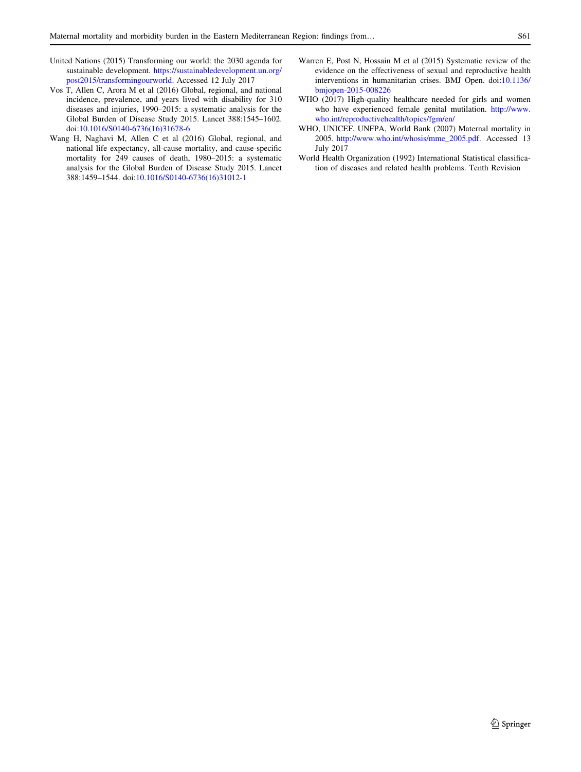United Nations (2015) Transforming our world: the 2030 agenda for sustainable development. https://sustainabledevelopment.un.org/post2015/transformingourworld. Accessed 12 July 2017

Vos T, Allen C, Arora M et al (2016) Global, regional, and national incidence, prevalence, and years lived with disability for 310 diseases and injuries, 1990–2015: a systematic analysis for the Global Burden of Disease Study 2015. Lancet 388:1545–1602. doi:10.1016/S0140-6736(16)31678-6

Wang H, Naghavi M, Allen C et al (2016) Global, regional, and national life expectancy, all-cause mortality, and cause-specific mortality for 249 causes of death, 1980–2015: a systematic analysis for the Global Burden of Disease Study 2015. Lancet 388:1459–1544. doi:10.1016/S0140-6736(16)31012-1

Warren E, Post N, Hossain M et al (2015) Systematic review of the evidence on the effectiveness of sexual and reproductive health interventions in humanitarian crises. BMJ Open. doi:10.1136/bmjopen-2015-008226

WHO (2017) High-quality healthcare needed for girls and women who have experienced female genital mutilation. http://www.who.int/reproductivehealth/topics/fgm/en/

WHO, UNICEF, UNFPA, World Bank (2007) Maternal mortality in 2005. http://www.who.int/whosis/mme_2005.pdf. Accessed 13 July 2017

World Health Organization (1992) International Statistical classification of diseases and related health problems. Tenth Revision